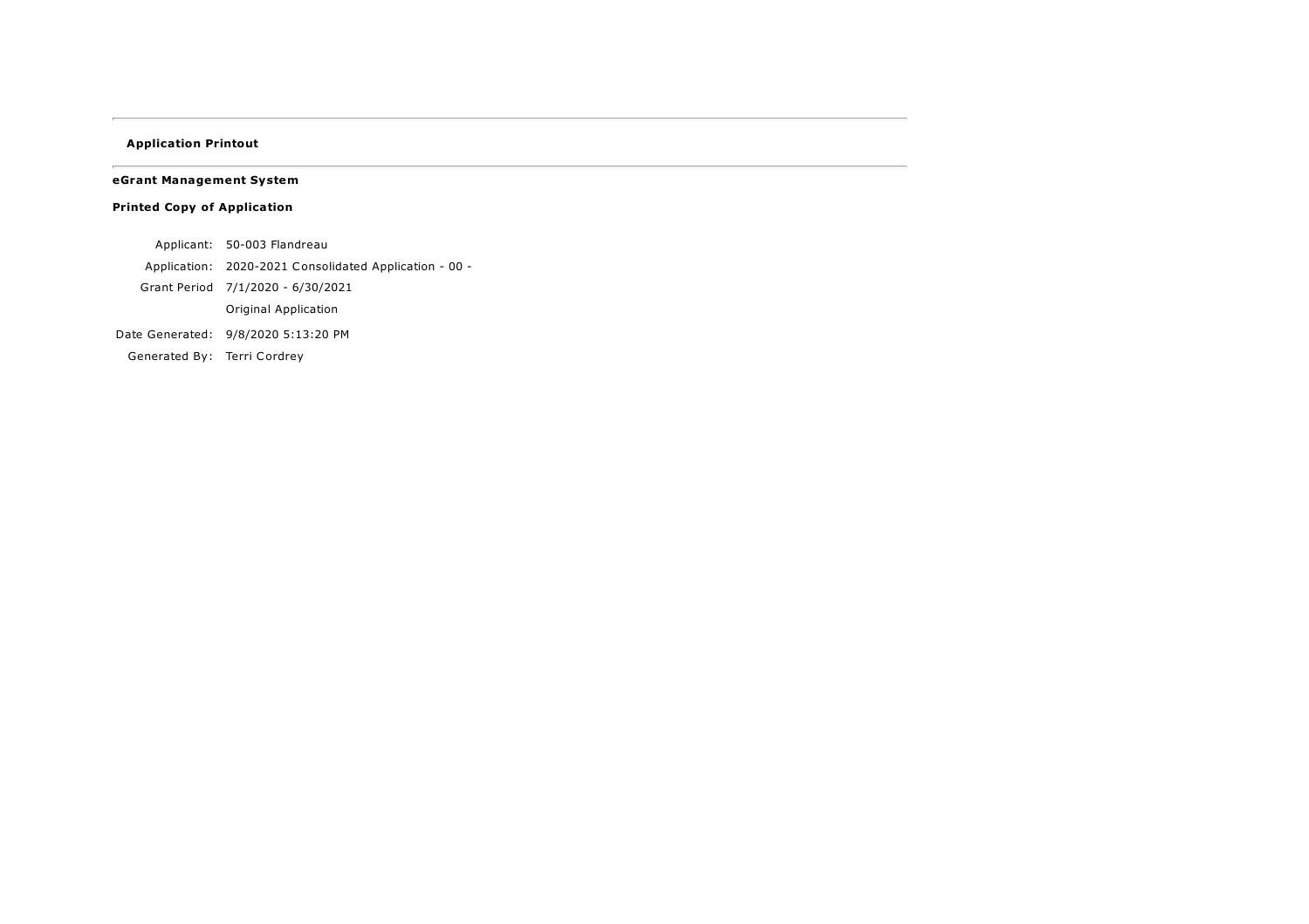**Application Printout**

---

**eGrant Management System**

**Printed Copy of Application**

| | |
|---|---|
| Applicant: | 50-003 Flandreau |
| Application: | 2020-2021 Consolidated Application - 00 - |
| Grant Period | 7/1/2020 - 6/30/2021 |
| | Original Application |
| Date Generated: | 9/8/2020 5:13:20 PM |
| Generated By: | Terri Cordrey |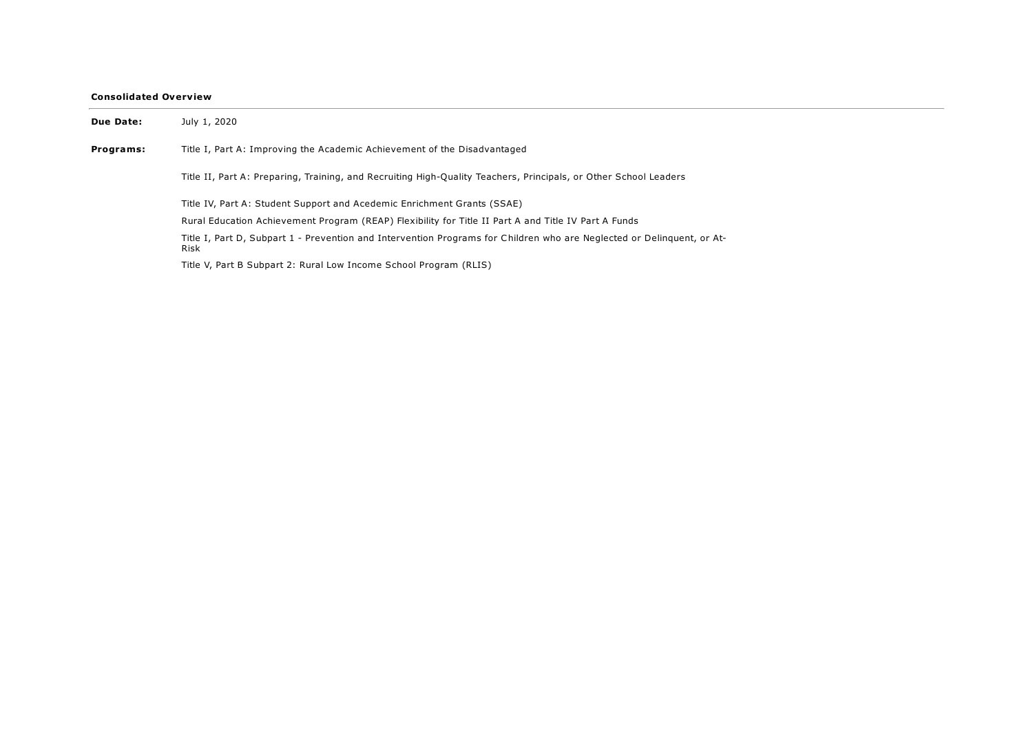**Consolidated Overview**

---

**Due Date:** July 1, 2020

**Programs:** Title I, Part A: Improving the Academic Achievement of the Disadvantaged

Title II, Part A: Preparing, Training, and Recruiting High-Quality Teachers, Principals, or Other School Leaders

Title IV, Part A: Student Support and Acedemic Enrichment Grants (SSAE)

Rural Education Achievement Program (REAP) Flexibility for Title II Part A and Title IV Part A Funds

Title I, Part D, Subpart 1 - Prevention and Intervention Programs for Children who are Neglected or Delinquent, or At-Risk

Title V, Part B Subpart 2: Rural Low Income School Program (RLIS)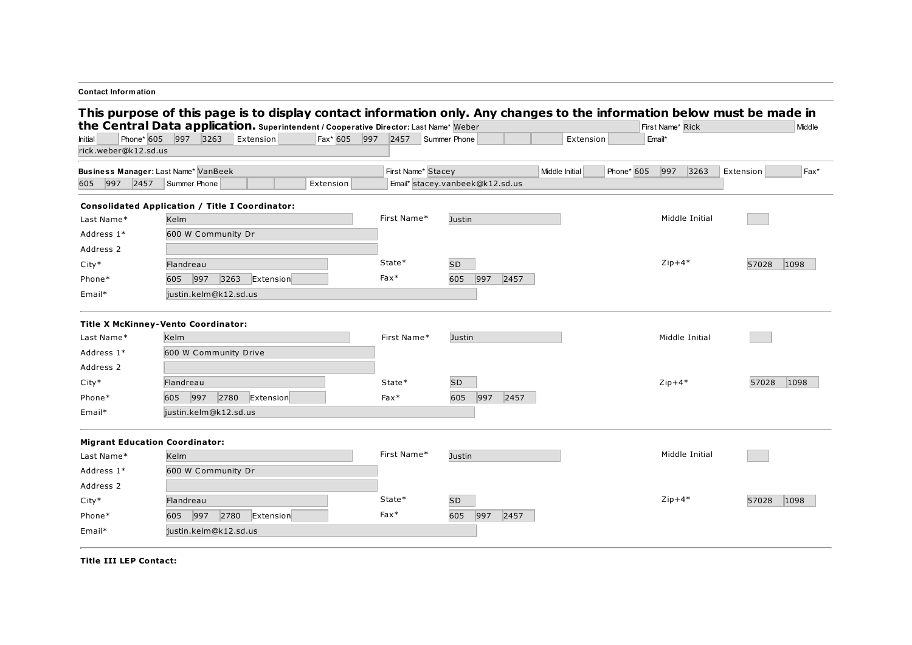**Contact Information**

## This purpose of this page is to display contact information only. Any changes to the information below must be made in the Central Data application.

**Superintendent / Cooperative Director:** Last Name* Weber First Name* Rick Middle Initial Phone* 605 997 3263 Extension Fax* 605 997 2457 Summer Phone Extension Email* rick.weber@k12.sd.us

**Business Manager:** Last Name* VanBeek First Name* Stacey Middle Initial Phone* 605 997 3263 Extension Fax* 605 997 2457 Summer Phone Extension Email* stacey.vanbeek@k12.sd.us

**Consolidated Application / Title I Coordinator:**

| | | | | | |
|---|---|---|---|---|---|
| Last Name* | Kelm | First Name* | Justin | Middle Initial | |
| Address 1* | 600 W Community Dr | | | | |
| Address 2 | | | | | |
| City* | Flandreau | State* | SD | Zip+4* | 57028 1098 |
| Phone* | 605 997 3263 Extension | Fax* | 605 997 2457 | | |
| Email* | justin.kelm@k12.sd.us | | | | |

**Title X McKinney-Vento Coordinator:**

| | | | | | |
|---|---|---|---|---|---|
| Last Name* | Kelm | First Name* | Justin | Middle Initial | |
| Address 1* | 600 W Community Drive | | | | |
| Address 2 | | | | | |
| City* | Flandreau | State* | SD | Zip+4* | 57028 1098 |
| Phone* | 605 997 2780 Extension | Fax* | 605 997 2457 | | |
| Email* | justin.kelm@k12.sd.us | | | | |

**Migrant Education Coordinator:**

| | | | | | |
|---|---|---|---|---|---|
| Last Name* | Kelm | First Name* | Justin | Middle Initial | |
| Address 1* | 600 W Community Dr | | | | |
| Address 2 | | | | | |
| City* | Flandreau | State* | SD | Zip+4* | 57028 1098 |
| Phone* | 605 997 2780 Extension | Fax* | 605 997 2457 | | |
| Email* | justin.kelm@k12.sd.us | | | | |

**Title III LEP Contact:**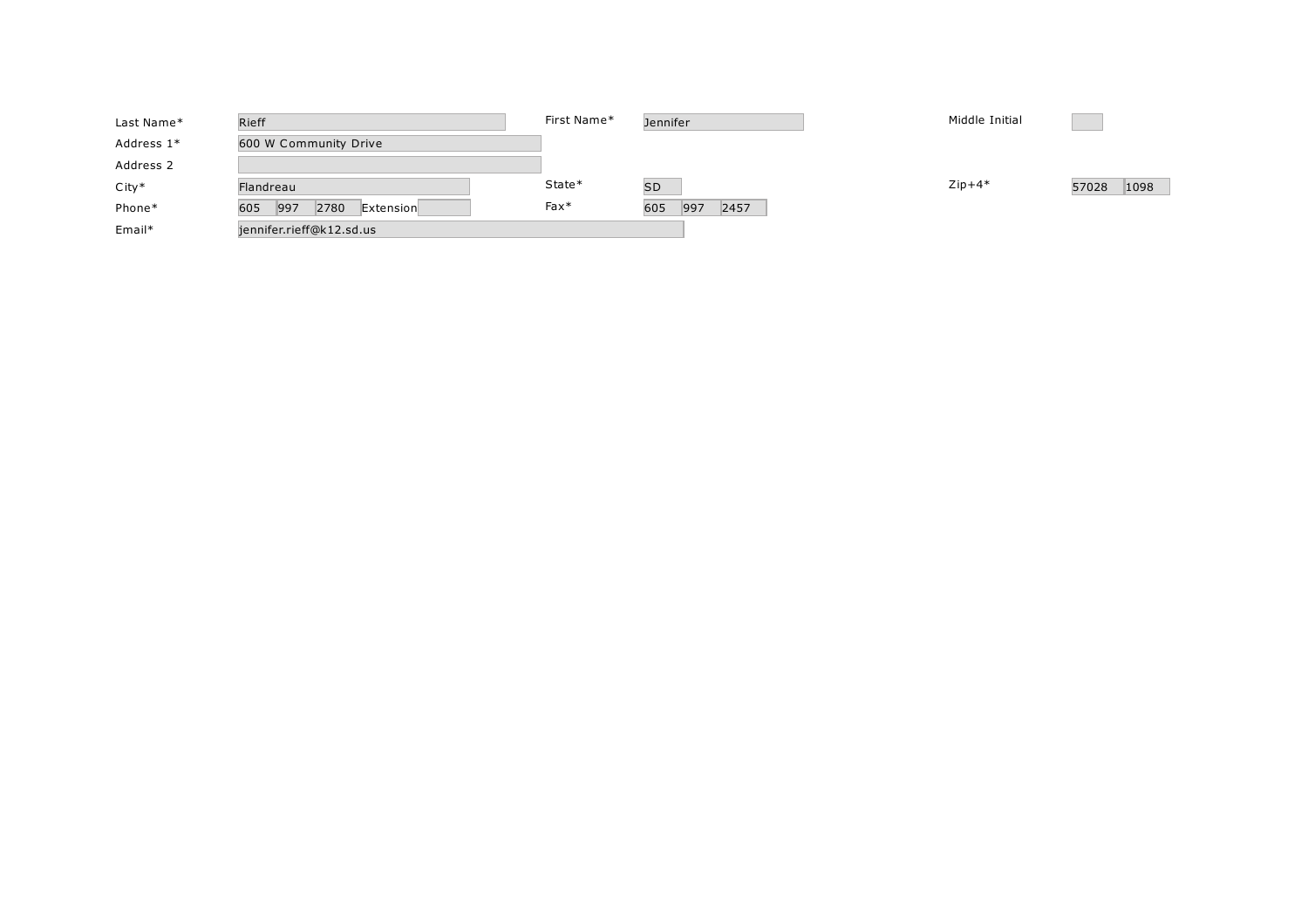| | | | | | |
|---|---|---|---|---|---|
| Last Name* | Rieff | First Name* | Jennifer | Middle Initial | |
| Address 1* | 600 W Community Drive | | | | |
| Address 2 | | | | | |
| City* | Flandreau | State* | SD | Zip+4* | 57028 1098 |
| Phone* | 605 997 2780 Extension | Fax* | 605 997 2457 | | |
| Email* | jennifer.rieff@k12.sd.us | | | | |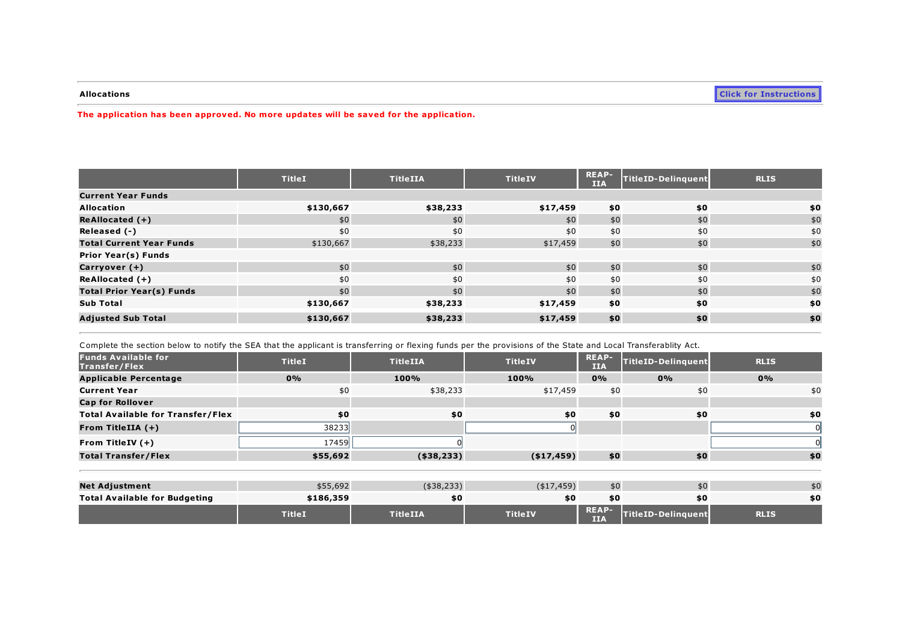**Allocations**

Click for Instructions

**The application has been approved. No more updates will be saved for the application.**

| | TitleI | TitleIIA | TitleIV | REAP-IIA | TitleID-Delinquent | RLIS |
|---|---|---|---|---|---|---|
| **Current Year Funds** | | | | | | |
| **Allocation** | **$130,667** | **$38,233** | **$17,459** | **$0** | **$0** | **$0** |
| **ReAllocated (+)** | $0 | $0 | $0 | $0 | $0 | $0 |
| **Released (-)** | $0 | $0 | $0 | $0 | $0 | $0 |
| **Total Current Year Funds** | $130,667 | $38,233 | $17,459 | $0 | $0 | $0 |
| **Prior Year(s) Funds** | | | | | | |
| **Carryover (+)** | $0 | $0 | $0 | $0 | $0 | $0 |
| **ReAllocated (+)** | $0 | $0 | $0 | $0 | $0 | $0 |
| **Total Prior Year(s) Funds** | $0 | $0 | $0 | $0 | $0 | $0 |
| **Sub Total** | **$130,667** | **$38,233** | **$17,459** | **$0** | **$0** | **$0** |
| **Adjusted Sub Total** | **$130,667** | **$38,233** | **$17,459** | **$0** | **$0** | **$0** |

Complete the section below to notify the SEA that the applicant is transferring or flexing funds per the provisions of the State and Local Transferablity Act.

| Funds Available for Transfer/Flex | TitleI | TitleIIA | TitleIV | REAP-IIA | TitleID-Delinquent | RLIS |
|---|---|---|---|---|---|---|
| **Applicable Percentage** | **0%** | **100%** | **100%** | **0%** | **0%** | **0%** |
| **Current Year** | $0 | $38,233 | $17,459 | $0 | $0 | $0 |
| **Cap for Rollover** | | | | | | |
| **Total Available for Transfer/Flex** | **$0** | **$0** | **$0** | **$0** | **$0** | **$0** |
| **From TitleIIA (+)** | 38233 | | 0 | | | 0 |
| **From TitleIV (+)** | 17459 | 0 | | | | 0 |
| **Total Transfer/Flex** | **$55,692** | **($38,233)** | **($17,459)** | **$0** | **$0** | **$0** |
| **Net Adjustment** | $55,692 | ($38,233) | ($17,459) | $0 | $0 | $0 |
| **Total Available for Budgeting** | **$186,359** | **$0** | **$0** | **$0** | **$0** | **$0** |
| | **TitleI** | **TitleIIA** | **TitleIV** | **REAP-IIA** | **TitleID-Delinquent** | **RLIS** |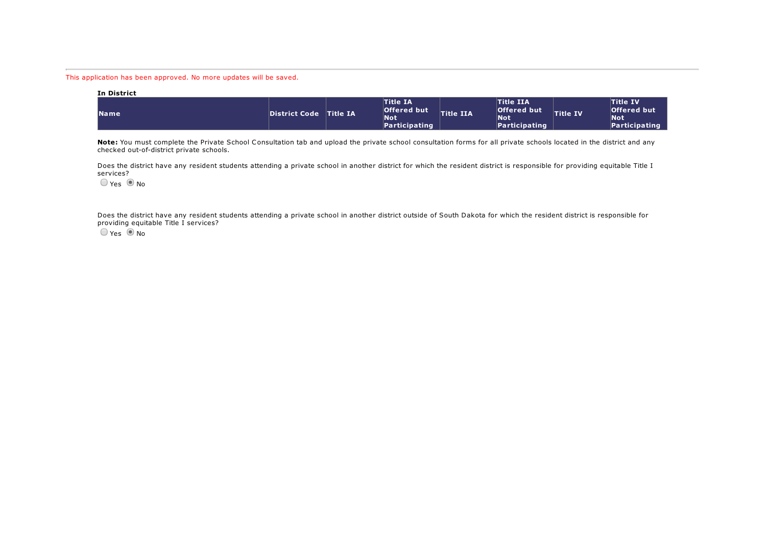This application has been approved. No more updates will be saved.

**In District**

| Name | District Code | Title IA | Title IA Offered but Not Participating | Title IIA | Title IIA Offered but Not Participating | Title IV | Title IV Offered but Not Participating |
|---|---|---|---|---|---|---|---|

**Note:** You must complete the Private School Consultation tab and upload the private school consultation forms for all private schools located in the district and any checked out-of-district private schools.

Does the district have any resident students attending a private school in another district for which the resident district is responsible for providing equitable Title I services?

○ Yes ◉ No

Does the district have any resident students attending a private school in another district outside of South Dakota for which the resident district is responsible for providing equitable Title I services?

○ Yes ◉ No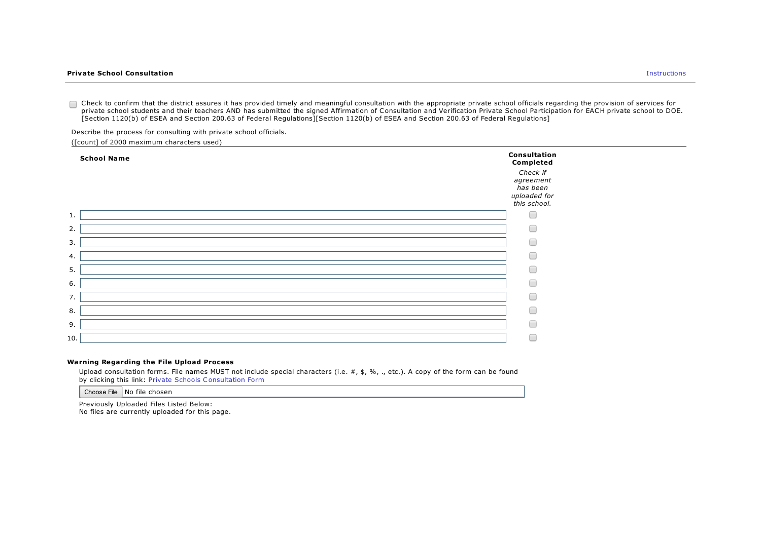### Private School Consultation

Instructions

☐ Check to confirm that the district assures it has provided timely and meaningful consultation with the appropriate private school officials regarding the provision of services for private school students and their teachers AND has submitted the signed Affirmation of Consultation and Verification Private School Participation for EACH private school to DOE. [Section 1120(b) of ESEA and Section 200.63 of Federal Regulations][Section 1120(b) of ESEA and Section 200.63 of Federal Regulations]

Describe the process for consulting with private school officials.

([count] of 2000 maximum characters used)

| | School Name | Consultation Completed<br>*Check if agreement has been uploaded for this school.* |
|---|---|---|
| 1. | | ☐ |
| 2. | | ☐ |
| 3. | | ☐ |
| 4. | | ☐ |
| 5. | | ☐ |
| 6. | | ☐ |
| 7. | | ☐ |
| 8. | | ☐ |
| 9. | | ☐ |
| 10. | | ☐ |

**Warning Regarding the File Upload Process**

Upload consultation forms. File names MUST not include special characters (i.e. #, $, %, ., etc.). A copy of the form can be found by clicking this link: Private Schools Consultation Form

Choose File No file chosen

Previously Uploaded Files Listed Below:
No files are currently uploaded for this page.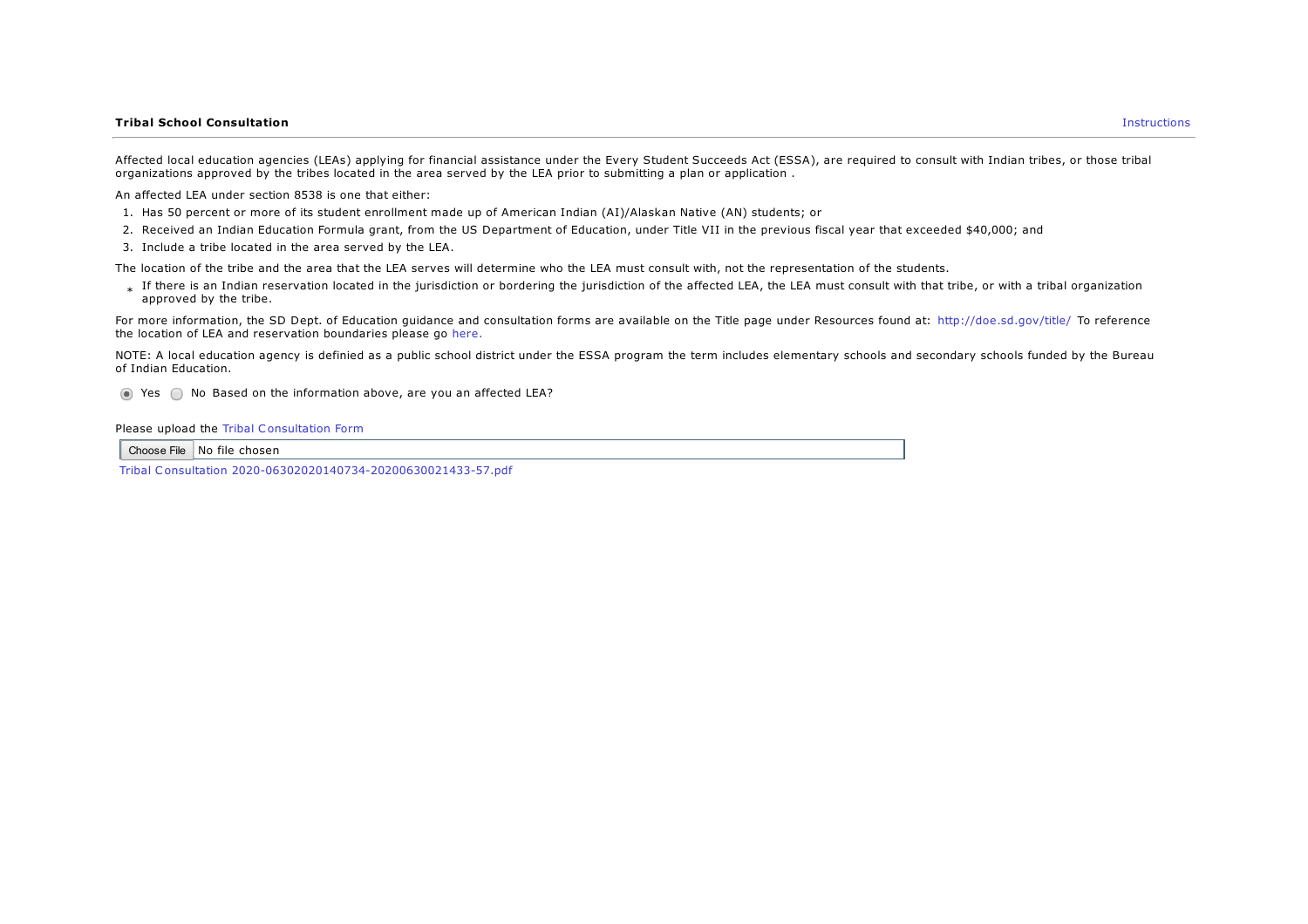**Tribal School Consultation**

Instructions

Affected local education agencies (LEAs) applying for financial assistance under the Every Student Succeeds Act (ESSA), are required to consult with Indian tribes, or those tribal organizations approved by the tribes located in the area served by the LEA prior to submitting a plan or application .

An affected LEA under section 8538 is one that either:

1. Has 50 percent or more of its student enrollment made up of American Indian (AI)/Alaskan Native (AN) students; or
2. Received an Indian Education Formula grant, from the US Department of Education, under Title VII in the previous fiscal year that exceeded $40,000; and
3. Include a tribe located in the area served by the LEA.

The location of the tribe and the area that the LEA serves will determine who the LEA must consult with, not the representation of the students.

* If there is an Indian reservation located in the jurisdiction or bordering the jurisdiction of the affected LEA, the LEA must consult with that tribe, or with a tribal organization approved by the tribe.

For more information, the SD Dept. of Education guidance and consultation forms are available on the Title page under Resources found at: http://doe.sd.gov/title/ To reference the location of LEA and reservation boundaries please go here.

NOTE: A local education agency is definied as a public school district under the ESSA program the term includes elementary schools and secondary schools funded by the Bureau of Indian Education.

(●) Yes ( ) No Based on the information above, are you an affected LEA?

Please upload the Tribal Consultation Form

Choose File | No file chosen

Tribal Consultation 2020-06302020140734-20200630021433-57.pdf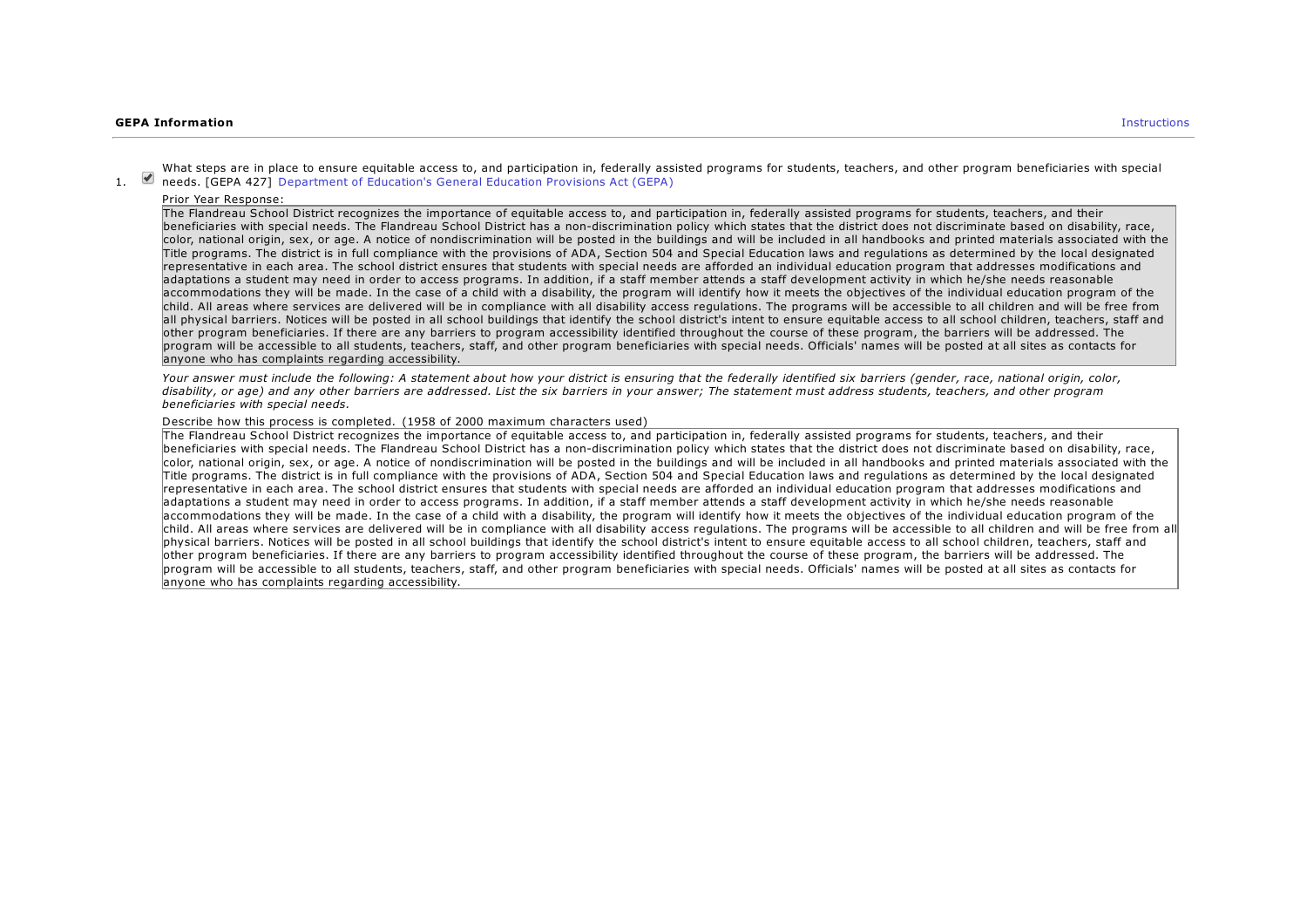**GEPA Information** Instructions

1. ☑ What steps are in place to ensure equitable access to, and participation in, federally assisted programs for students, teachers, and other program beneficiaries with special needs. [GEPA 427] Department of Education's General Education Provisions Act (GEPA)

Prior Year Response:

The Flandreau School District recognizes the importance of equitable access to, and participation in, federally assisted programs for students, teachers, and their beneficiaries with special needs. The Flandreau School District has a non-discrimination policy which states that the district does not discriminate based on disability, race, color, national origin, sex, or age. A notice of nondiscrimination will be posted in the buildings and will be included in all handbooks and printed materials associated with the Title programs. The district is in full compliance with the provisions of ADA, Section 504 and Special Education laws and regulations as determined by the local designated representative in each area. The school district ensures that students with special needs are afforded an individual education program that addresses modifications and adaptations a student may need in order to access programs. In addition, if a staff member attends a staff development activity in which he/she needs reasonable accommodations they will be made. In the case of a child with a disability, the program will identify how it meets the objectives of the individual education program of the child. All areas where services are delivered will be in compliance with all disability access regulations. The programs will be accessible to all children and will be free from all physical barriers. Notices will be posted in all school buildings that identify the school district's intent to ensure equitable access to all school children, teachers, staff and other program beneficiaries. If there are any barriers to program accessibility identified throughout the course of these program, the barriers will be addressed. The program will be accessible to all students, teachers, staff, and other program beneficiaries with special needs. Officials' names will be posted at all sites as contacts for anyone who has complaints regarding accessibility.

*Your answer must include the following: A statement about how your district is ensuring that the federally identified six barriers (gender, race, national origin, color, disability, or age) and any other barriers are addressed. List the six barriers in your answer; The statement must address students, teachers, and other program beneficiaries with special needs.*

Describe how this process is completed. (1958 of 2000 maximum characters used)

The Flandreau School District recognizes the importance of equitable access to, and participation in, federally assisted programs for students, teachers, and their beneficiaries with special needs. The Flandreau School District has a non-discrimination policy which states that the district does not discriminate based on disability, race, color, national origin, sex, or age. A notice of nondiscrimination will be posted in the buildings and will be included in all handbooks and printed materials associated with the Title programs. The district is in full compliance with the provisions of ADA, Section 504 and Special Education laws and regulations as determined by the local designated representative in each area. The school district ensures that students with special needs are afforded an individual education program that addresses modifications and adaptations a student may need in order to access programs. In addition, if a staff member attends a staff development activity in which he/she needs reasonable accommodations they will be made. In the case of a child with a disability, the program will identify how it meets the objectives of the individual education program of the child. All areas where services are delivered will be in compliance with all disability access regulations. The programs will be accessible to all children and will be free from all physical barriers. Notices will be posted in all school buildings that identify the school district's intent to ensure equitable access to all school children, teachers, staff and other program beneficiaries. If there are any barriers to program accessibility identified throughout the course of these program, the barriers will be addressed. The program will be accessible to all students, teachers, staff, and other program beneficiaries with special needs. Officials' names will be posted at all sites as contacts for anyone who has complaints regarding accessibility.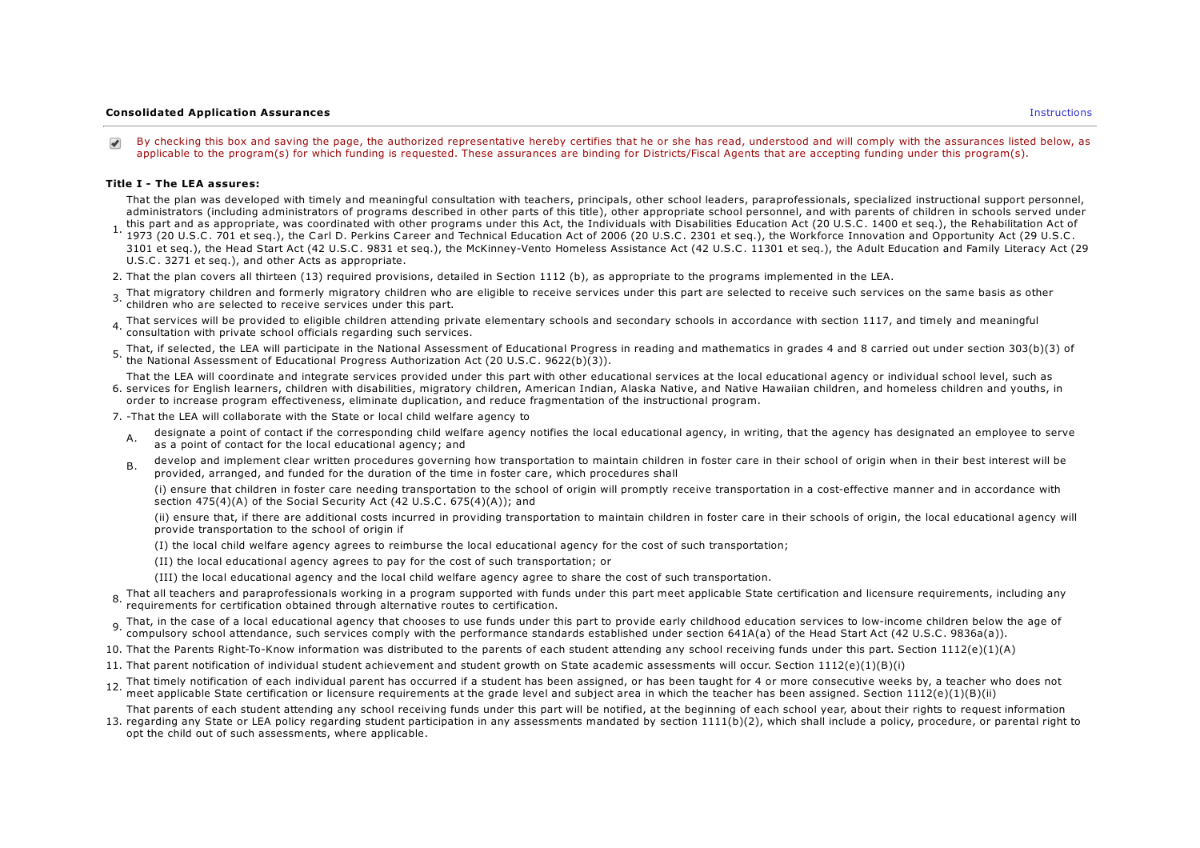**Consolidated Application Assurances** Instructions

☑ By checking this box and saving the page, the authorized representative hereby certifies that he or she has read, understood and will comply with the assurances listed below, as applicable to the program(s) for which funding is requested. These assurances are binding for Districts/Fiscal Agents that are accepting funding under this program(s).

**Title I - The LEA assures:**

1. That the plan was developed with timely and meaningful consultation with teachers, principals, other school leaders, paraprofessionals, specialized instructional support personnel, administrators (including administrators of programs described in other parts of this title), other appropriate school personnel, and with parents of children in schools served under this part and as appropriate, was coordinated with other programs under this Act, the Individuals with Disabilities Education Act (20 U.S.C. 1400 et seq.), the Rehabilitation Act of 1973 (20 U.S.C. 701 et seq.), the Carl D. Perkins Career and Technical Education Act of 2006 (20 U.S.C. 2301 et seq.), the Workforce Innovation and Opportunity Act (29 U.S.C. 3101 et seq.), the Head Start Act (42 U.S.C. 9831 et seq.), the McKinney-Vento Homeless Assistance Act (42 U.S.C. 11301 et seq.), the Adult Education and Family Literacy Act (29 U.S.C. 3271 et seq.), and other Acts as appropriate.
2. That the plan covers all thirteen (13) required provisions, detailed in Section 1112 (b), as appropriate to the programs implemented in the LEA.
3. That migratory children and formerly migratory children who are eligible to receive services under this part are selected to receive such services on the same basis as other children who are selected to receive services under this part.
4. That services will be provided to eligible children attending private elementary schools and secondary schools in accordance with section 1117, and timely and meaningful consultation with private school officials regarding such services.
5. That, if selected, the LEA will participate in the National Assessment of Educational Progress in reading and mathematics in grades 4 and 8 carried out under section 303(b)(3) of the National Assessment of Educational Progress Authorization Act (20 U.S.C. 9622(b)(3)).
6. That the LEA will coordinate and integrate services provided under this part with other educational services at the local educational agency or individual school level, such as services for English learners, children with disabilities, migratory children, American Indian, Alaska Native, and Native Hawaiian children, and homeless children and youths, in order to increase program effectiveness, eliminate duplication, and reduce fragmentation of the instructional program.
7. -That the LEA will collaborate with the State or local child welfare agency to
   A. designate a point of contact if the corresponding child welfare agency notifies the local educational agency, in writing, that the agency has designated an employee to serve as a point of contact for the local educational agency; and
   B. develop and implement clear written procedures governing how transportation to maintain children in foster care in their school of origin when in their best interest will be provided, arranged, and funded for the duration of the time in foster care, which procedures shall

      (i) ensure that children in foster care needing transportation to the school of origin will promptly receive transportation in a cost-effective manner and in accordance with section 475(4)(A) of the Social Security Act (42 U.S.C. 675(4)(A)); and

      (ii) ensure that, if there are additional costs incurred in providing transportation to maintain children in foster care in their schools of origin, the local educational agency will provide transportation to the school of origin if

      (I) the local child welfare agency agrees to reimburse the local educational agency for the cost of such transportation;

      (II) the local educational agency agrees to pay for the cost of such transportation; or

      (III) the local educational agency and the local child welfare agency agree to share the cost of such transportation.
8. That all teachers and paraprofessionals working in a program supported with funds under this part meet applicable State certification and licensure requirements, including any requirements for certification obtained through alternative routes to certification.
9. That, in the case of a local educational agency that chooses to use funds under this part to provide early childhood education services to low-income children below the age of compulsory school attendance, such services comply with the performance standards established under section 641A(a) of the Head Start Act (42 U.S.C. 9836a(a)).
10. That the Parents Right-To-Know information was distributed to the parents of each student attending any school receiving funds under this part. Section 1112(e)(1)(A)
11. That parent notification of individual student achievement and student growth on State academic assessments will occur. Section 1112(e)(1)(B)(i)
12. That timely notification of each individual parent has occurred if a student has been assigned, or has been taught for 4 or more consecutive weeks by, a teacher who does not meet applicable State certification or licensure requirements at the grade level and subject area in which the teacher has been assigned. Section 1112(e)(1)(B)(ii)
13. That parents of each student attending any school receiving funds under this part will be notified, at the beginning of each school year, about their rights to request information regarding any State or LEA policy regarding student participation in any assessments mandated by section 1111(b)(2), which shall include a policy, procedure, or parental right to opt the child out of such assessments, where applicable.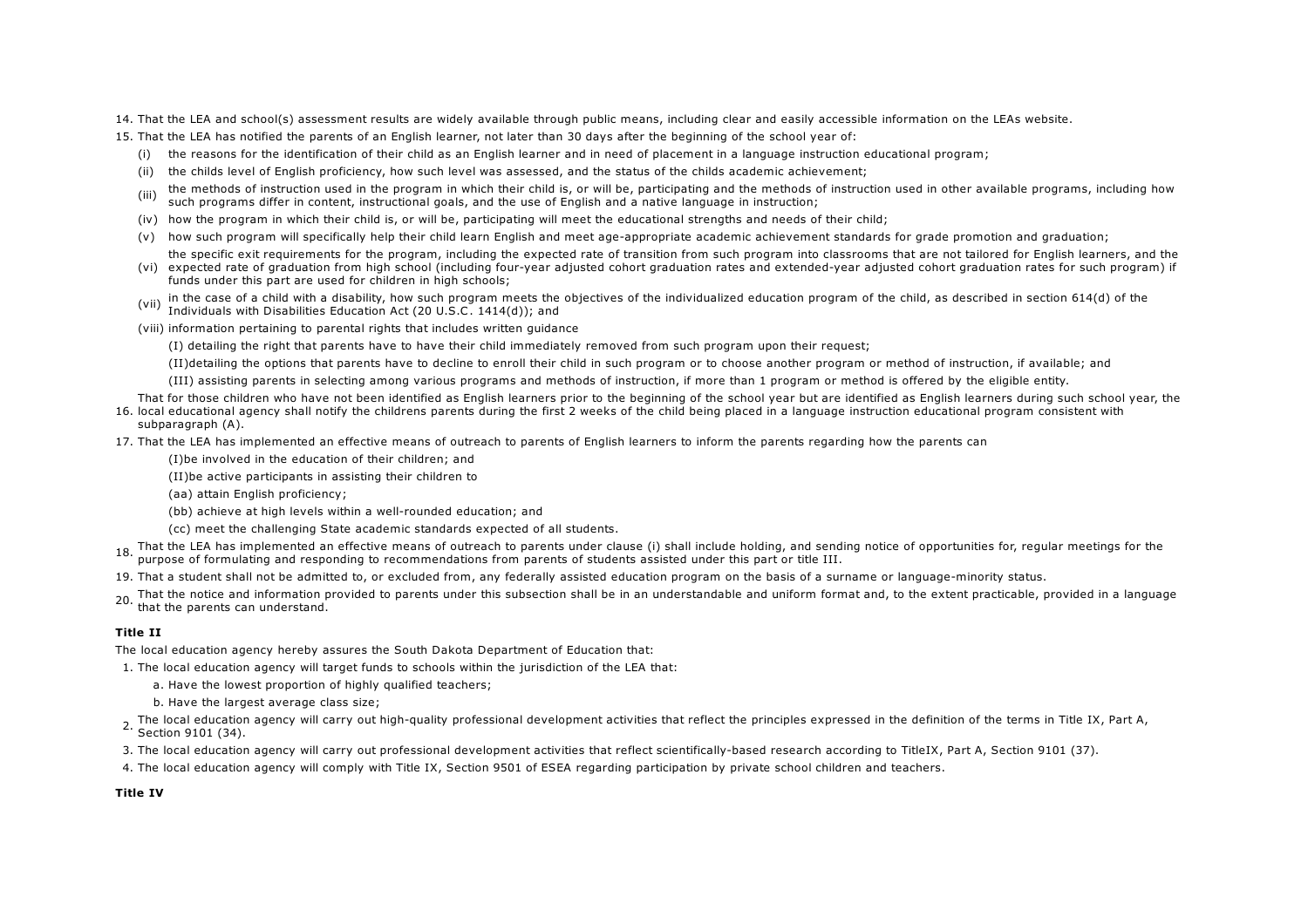14. That the LEA and school(s) assessment results are widely available through public means, including clear and easily accessible information on the LEAs website.
15. That the LEA has notified the parents of an English learner, not later than 30 days after the beginning of the school year of:
    - (i) the reasons for the identification of their child as an English learner and in need of placement in a language instruction educational program;
    - (ii) the childs level of English proficiency, how such level was assessed, and the status of the childs academic achievement;
    - (iii) the methods of instruction used in the program in which their child is, or will be, participating and the methods of instruction used in other available programs, including how such programs differ in content, instructional goals, and the use of English and a native language in instruction;
    - (iv) how the program in which their child is, or will be, participating will meet the educational strengths and needs of their child;
    - (v) how such program will specifically help their child learn English and meet age-appropriate academic achievement standards for grade promotion and graduation;
    - (vi) the specific exit requirements for the program, including the expected rate of transition from such program into classrooms that are not tailored for English learners, and the expected rate of graduation from high school (including four-year adjusted cohort graduation rates and extended-year adjusted cohort graduation rates for such program) if funds under this part are used for children in high schools;
    - (vii) in the case of a child with a disability, how such program meets the objectives of the individualized education program of the child, as described in section 614(d) of the Individuals with Disabilities Education Act (20 U.S.C. 1414(d)); and
    - (viii) information pertaining to parental rights that includes written guidance
        - (I) detailing the right that parents have to have their child immediately removed from such program upon their request;
        - (II)detailing the options that parents have to decline to enroll their child in such program or to choose another program or method of instruction, if available; and
        - (III) assisting parents in selecting among various programs and methods of instruction, if more than 1 program or method is offered by the eligible entity.
16. That for those children who have not been identified as English learners prior to the beginning of the school year but are identified as English learners during such school year, the local educational agency shall notify the childrens parents during the first 2 weeks of the child being placed in a language instruction educational program consistent with subparagraph (A).
17. That the LEA has implemented an effective means of outreach to parents of English learners to inform the parents regarding how the parents can
    - (I)be involved in the education of their children; and
    - (II)be active participants in assisting their children to
    - (aa) attain English proficiency;
    - (bb) achieve at high levels within a well-rounded education; and
    - (cc) meet the challenging State academic standards expected of all students.
18. That the LEA has implemented an effective means of outreach to parents under clause (i) shall include holding, and sending notice of opportunities for, regular meetings for the purpose of formulating and responding to recommendations from parents of students assisted under this part or title III.
19. That a student shall not be admitted to, or excluded from, any federally assisted education program on the basis of a surname or language-minority status.
20. That the notice and information provided to parents under this subsection shall be in an understandable and uniform format and, to the extent practicable, provided in a language that the parents can understand.

**Title II**

The local education agency hereby assures the South Dakota Department of Education that:

1. The local education agency will target funds to schools within the jurisdiction of the LEA that:
    - a. Have the lowest proportion of highly qualified teachers;
    - b. Have the largest average class size;
2. The local education agency will carry out high-quality professional development activities that reflect the principles expressed in the definition of the terms in Title IX, Part A, Section 9101 (34).
3. The local education agency will carry out professional development activities that reflect scientifically-based research according to TitleIX, Part A, Section 9101 (37).
4. The local education agency will comply with Title IX, Section 9501 of ESEA regarding participation by private school children and teachers.

**Title IV**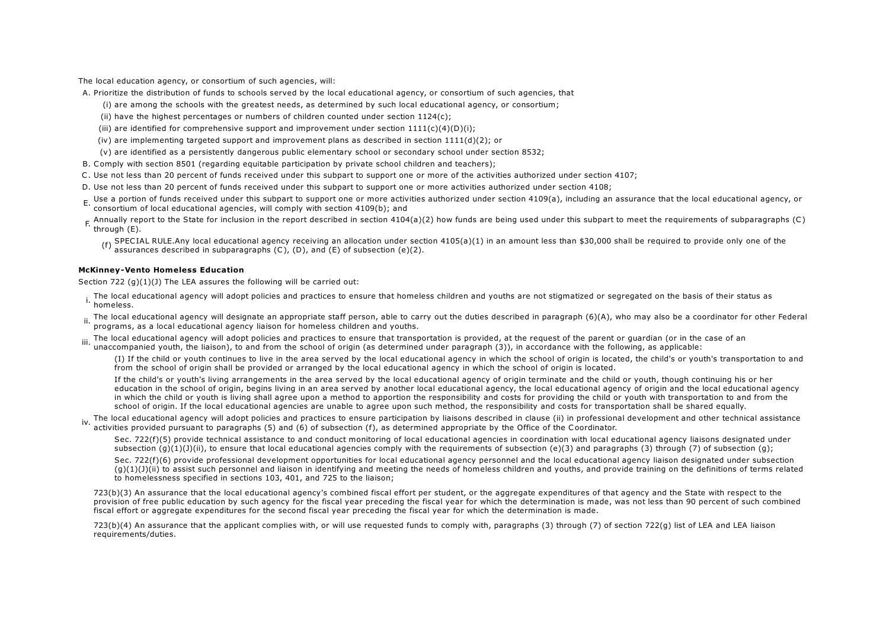The local education agency, or consortium of such agencies, will:

A. Prioritize the distribution of funds to schools served by the local educational agency, or consortium of such agencies, that
   - (i) are among the schools with the greatest needs, as determined by such local educational agency, or consortium;
   - (ii) have the highest percentages or numbers of children counted under section 1124(c);
   - (iii) are identified for comprehensive support and improvement under section 1111(c)(4)(D)(i);
   - (iv) are implementing targeted support and improvement plans as described in section 1111(d)(2); or
   - (v) are identified as a persistently dangerous public elementary school or secondary school under section 8532;

B. Comply with section 8501 (regarding equitable participation by private school children and teachers);

C. Use not less than 20 percent of funds received under this subpart to support one or more of the activities authorized under section 4107;

D. Use not less than 20 percent of funds received under this subpart to support one or more activities authorized under section 4108;

E. Use a portion of funds received under this subpart to support one or more activities authorized under section 4109(a), including an assurance that the local educational agency, or consortium of local educational agencies, will comply with section 4109(b); and

F. Annually report to the State for inclusion in the report described in section 4104(a)(2) how funds are being used under this subpart to meet the requirements of subparagraphs (C) through (E).

   (f) SPECIAL RULE.Any local educational agency receiving an allocation under section 4105(a)(1) in an amount less than $30,000 shall be required to provide only one of the assurances described in subparagraphs (C), (D), and (E) of subsection (e)(2).

**McKinney-Vento Homeless Education**

Section 722 (g)(1)(J) The LEA assures the following will be carried out:

i. The local educational agency will adopt policies and practices to ensure that homeless children and youths are not stigmatized or segregated on the basis of their status as homeless.

ii. The local educational agency will designate an appropriate staff person, able to carry out the duties described in paragraph (6)(A), who may also be a coordinator for other Federal programs, as a local educational agency liaison for homeless children and youths.

iii. The local educational agency will adopt policies and practices to ensure that transportation is provided, at the request of the parent or guardian (or in the case of an unaccompanied youth, the liaison), to and from the school of origin (as determined under paragraph (3)), in accordance with the following, as applicable:

   (I) If the child or youth continues to live in the area served by the local educational agency in which the school of origin is located, the child's or youth's transportation to and from the school of origin shall be provided or arranged by the local educational agency in which the school of origin is located.

   If the child's or youth's living arrangements in the area served by the local educational agency of origin terminate and the child or youth, though continuing his or her education in the school of origin, begins living in an area served by another local educational agency, the local educational agency of origin and the local educational agency in which the child or youth is living shall agree upon a method to apportion the responsibility and costs for providing the child or youth with transportation to and from the school of origin. If the local educational agencies are unable to agree upon such method, the responsibility and costs for transportation shall be shared equally.

iv. The local educational agency will adopt policies and practices to ensure participation by liaisons described in clause (ii) in professional development and other technical assistance activities provided pursuant to paragraphs (5) and (6) of subsection (f), as determined appropriate by the Office of the Coordinator.

   Sec. 722(f)(5) provide technical assistance to and conduct monitoring of local educational agencies in coordination with local educational agency liaisons designated under subsection (g)(1)(J)(ii), to ensure that local educational agencies comply with the requirements of subsection (e)(3) and paragraphs (3) through (7) of subsection (g);

   Sec. 722(f)(6) provide professional development opportunities for local educational agency personnel and the local educational agency liaison designated under subsection (g)(1)(J)(ii) to assist such personnel and liaison in identifying and meeting the needs of homeless children and youths, and provide training on the definitions of terms related to homelessness specified in sections 103, 401, and 725 to the liaison;

723(b)(3) An assurance that the local educational agency's combined fiscal effort per student, or the aggregate expenditures of that agency and the State with respect to the provision of free public education by such agency for the fiscal year preceding the fiscal year for which the determination is made, was not less than 90 percent of such combined fiscal effort or aggregate expenditures for the second fiscal year preceding the fiscal year for which the determination is made.

723(b)(4) An assurance that the applicant complies with, or will use requested funds to comply with, paragraphs (3) through (7) of section 722(g) list of LEA and LEA liaison requirements/duties.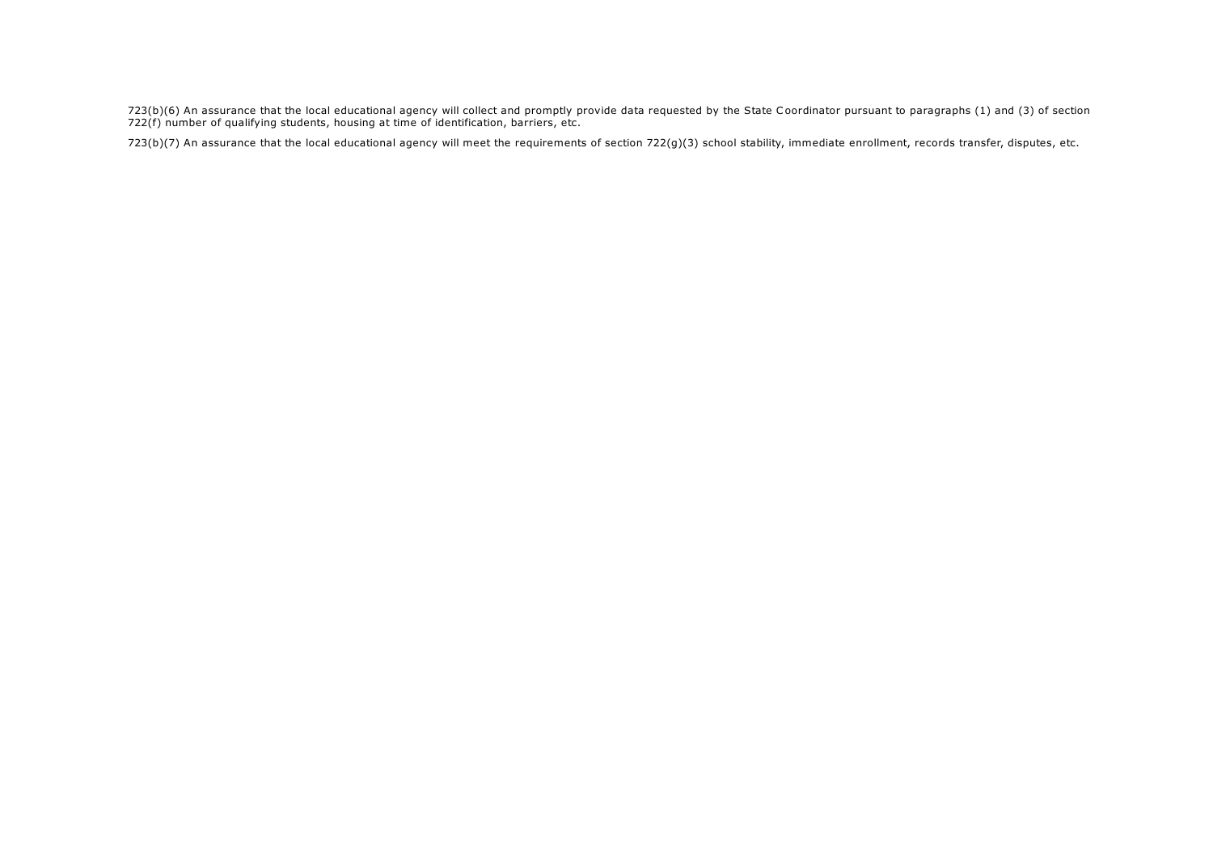723(b)(6) An assurance that the local educational agency will collect and promptly provide data requested by the State Coordinator pursuant to paragraphs (1) and (3) of section 722(f) number of qualifying students, housing at time of identification, barriers, etc.

723(b)(7) An assurance that the local educational agency will meet the requirements of section 722(g)(3) school stability, immediate enrollment, records transfer, disputes, etc.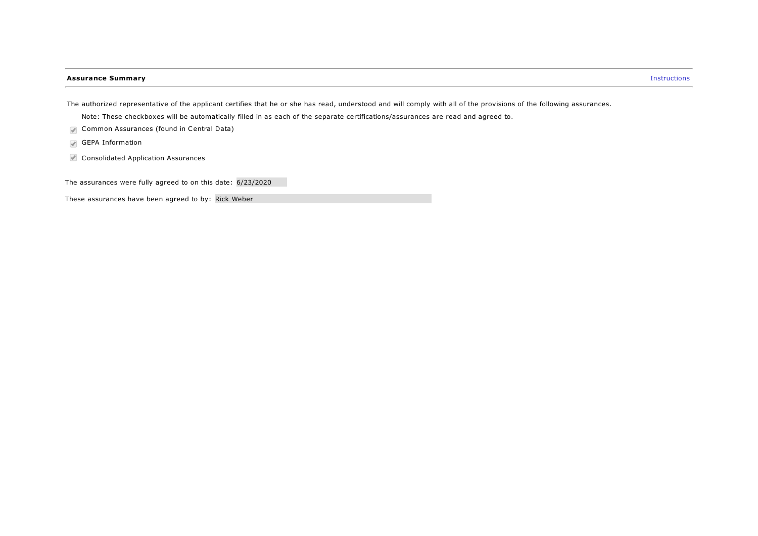## Assurance Summary

Instructions

The authorized representative of the applicant certifies that he or she has read, understood and will comply with all of the provisions of the following assurances.

Note: These checkboxes will be automatically filled in as each of the separate certifications/assurances are read and agreed to.

- [x] Common Assurances (found in Central Data)
- [x] GEPA Information
- [x] Consolidated Application Assurances

The assurances were fully agreed to on this date: 6/23/2020

These assurances have been agreed to by: Rick Weber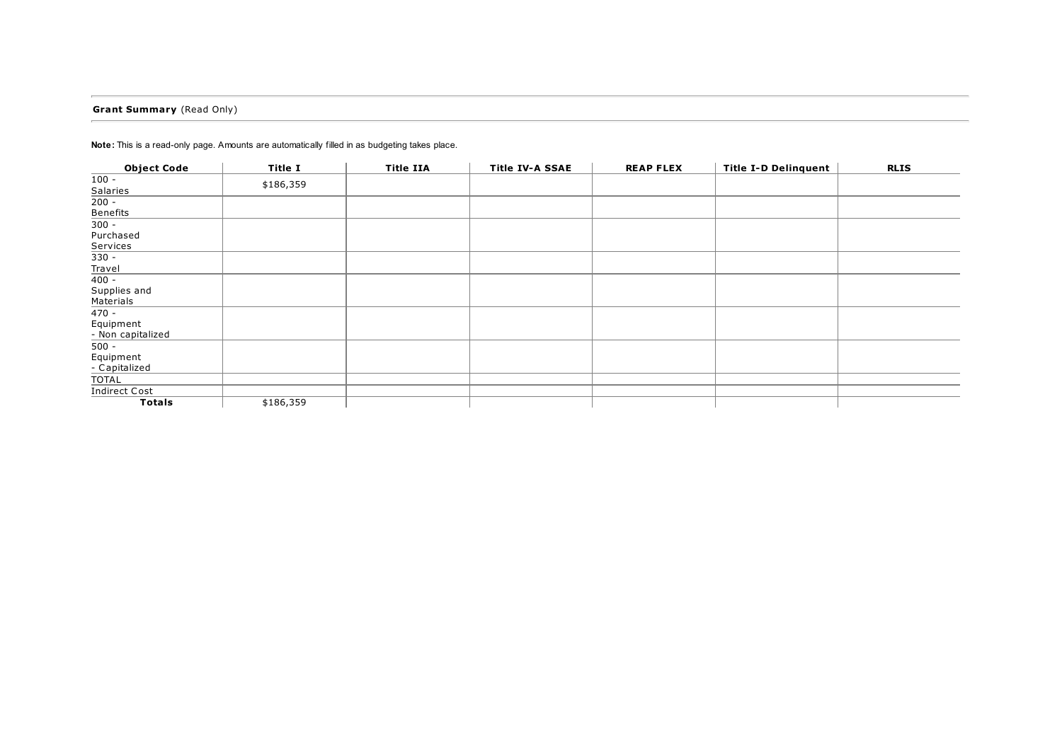**Grant Summary** (Read Only)

**Note:** This is a read-only page. Amounts are automatically filled in as budgeting takes place.

| Object Code | Title I | Title IIA | Title IV-A SSAE | REAP FLEX | Title I-D Delinquent | RLIS |
|---|---|---|---|---|---|---|
| 100 - Salaries | $186,359 | | | | | |
| 200 - Benefits | | | | | | |
| 300 - Purchased Services | | | | | | |
| 330 - Travel | | | | | | |
| 400 - Supplies and Materials | | | | | | |
| 470 - Equipment - Non capitalized | | | | | | |
| 500 - Equipment - Capitalized | | | | | | |
| TOTAL | | | | | | |
| Indirect Cost | | | | | | |
| **Totals** | $186,359 | | | | | |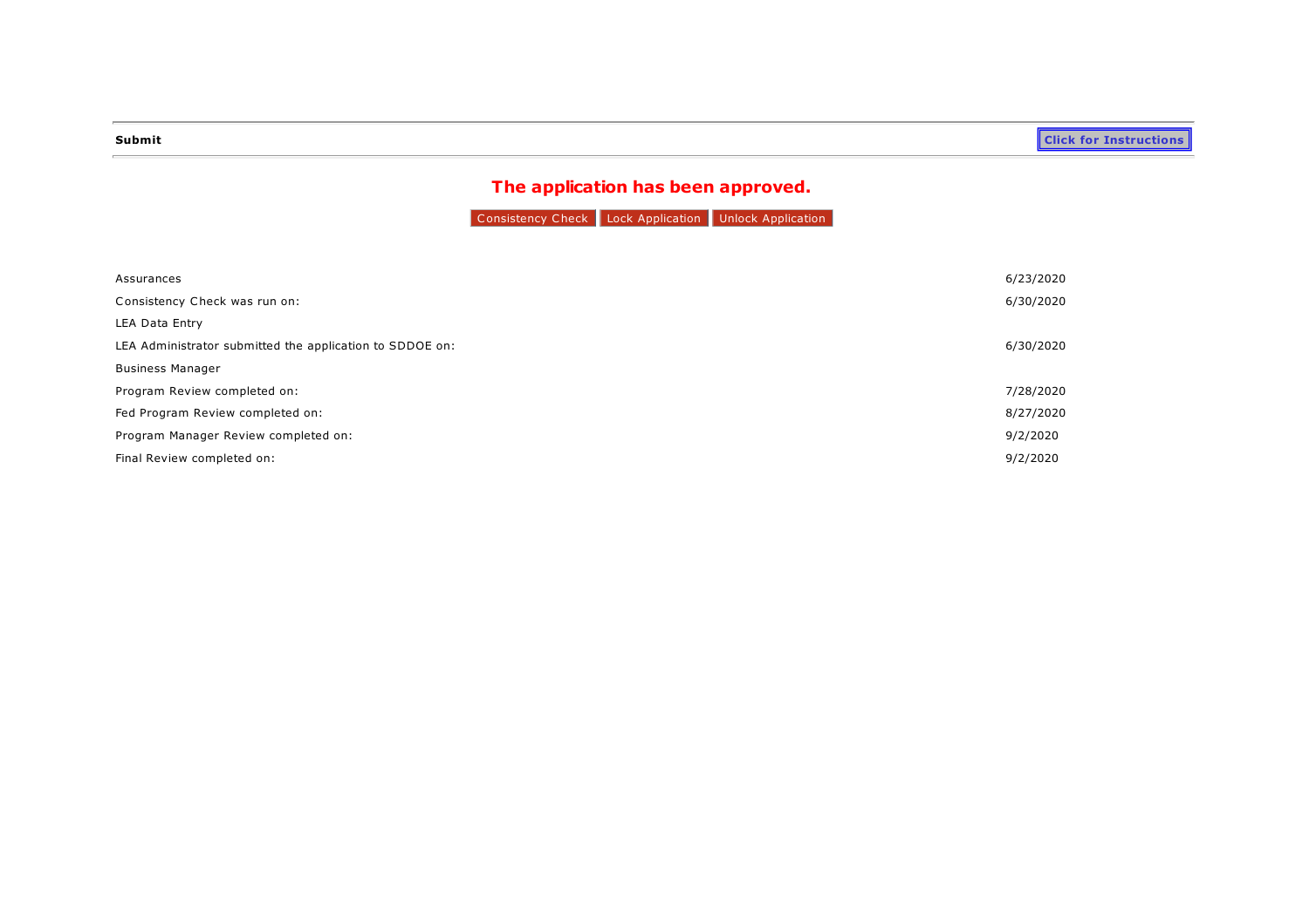**Submit**

Click for Instructions

## The application has been approved.

Consistency Check | Lock Application | Unlock Application

| | |
|---|---|
| Assurances | 6/23/2020 |
| Consistency Check was run on: | 6/30/2020 |
| LEA Data Entry | |
| LEA Administrator submitted the application to SDDOE on: | 6/30/2020 |
| Business Manager | |
| Program Review completed on: | 7/28/2020 |
| Fed Program Review completed on: | 8/27/2020 |
| Program Manager Review completed on: | 9/2/2020 |
| Final Review completed on: | 9/2/2020 |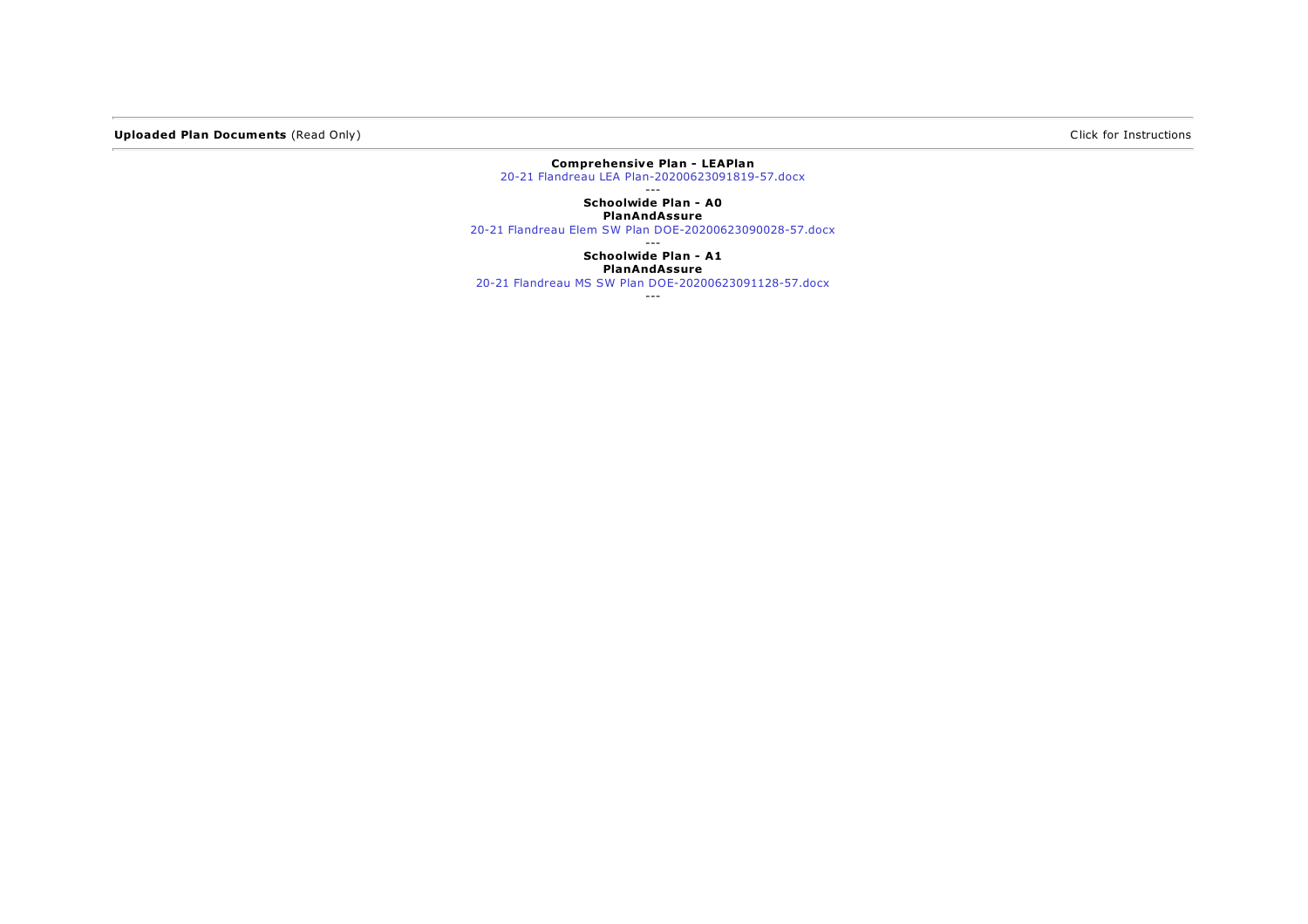**Uploaded Plan Documents** (Read Only) Click for Instructions

**Comprehensive Plan - LEAPlan**

20-21 Flandreau LEA Plan-20200623091819-57.docx

---

**Schoolwide Plan - A0**

**PlanAndAssure**

20-21 Flandreau Elem SW Plan DOE-20200623090028-57.docx

---

**Schoolwide Plan - A1**

**PlanAndAssure**

20-21 Flandreau MS SW Plan DOE-20200623091128-57.docx

---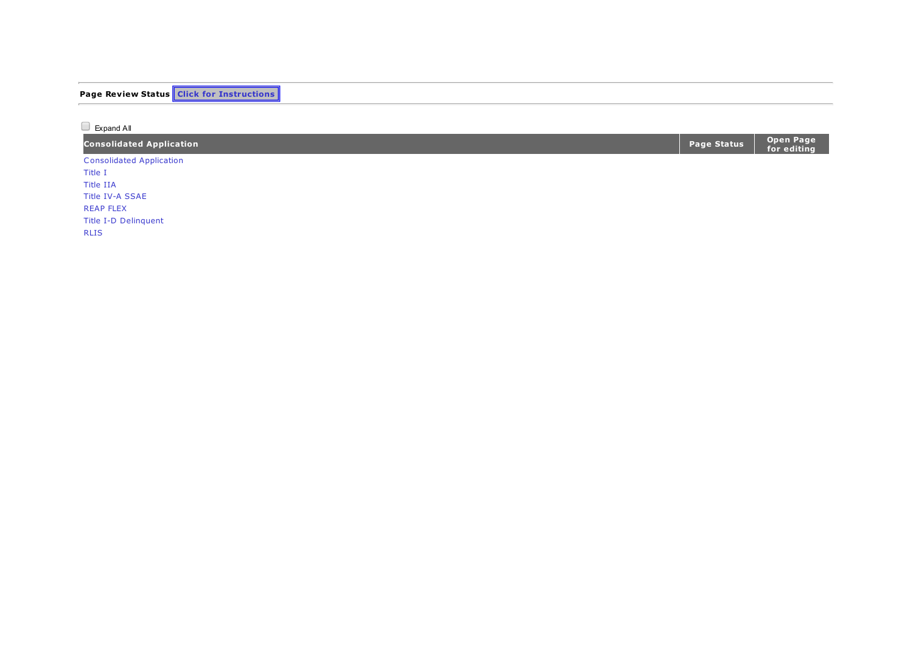**Page Review Status** Click for Instructions

☐ Expand All

| Consolidated Application | Page Status | Open Page for editing |
|---|---|---|
| Consolidated Application | | |
| Title I | | |
| Title IIA | | |
| Title IV-A SSAE | | |
| REAP FLEX | | |
| Title I-D Delinquent | | |
| RLIS | | |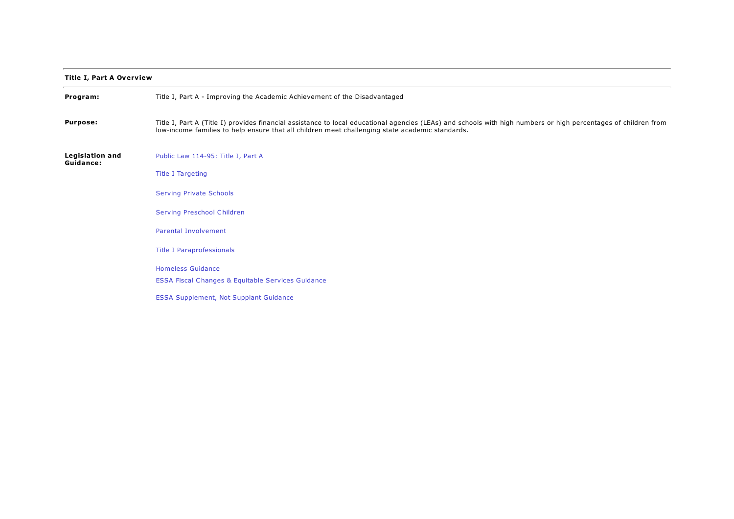**Title I, Part A Overview**

| | |
|---|---|
| **Program:** | Title I, Part A - Improving the Academic Achievement of the Disadvantaged |
| **Purpose:** | Title I, Part A (Title I) provides financial assistance to local educational agencies (LEAs) and schools with high numbers or high percentages of children from low-income families to help ensure that all children meet challenging state academic standards. |
| **Legislation and Guidance:** | Public Law 114-95: Title I, Part A<br>Title I Targeting<br>Serving Private Schools<br>Serving Preschool Children<br>Parental Involvement<br>Title I Paraprofessionals<br>Homeless Guidance<br>ESSA Fiscal Changes & Equitable Services Guidance<br>ESSA Supplement, Not Supplant Guidance |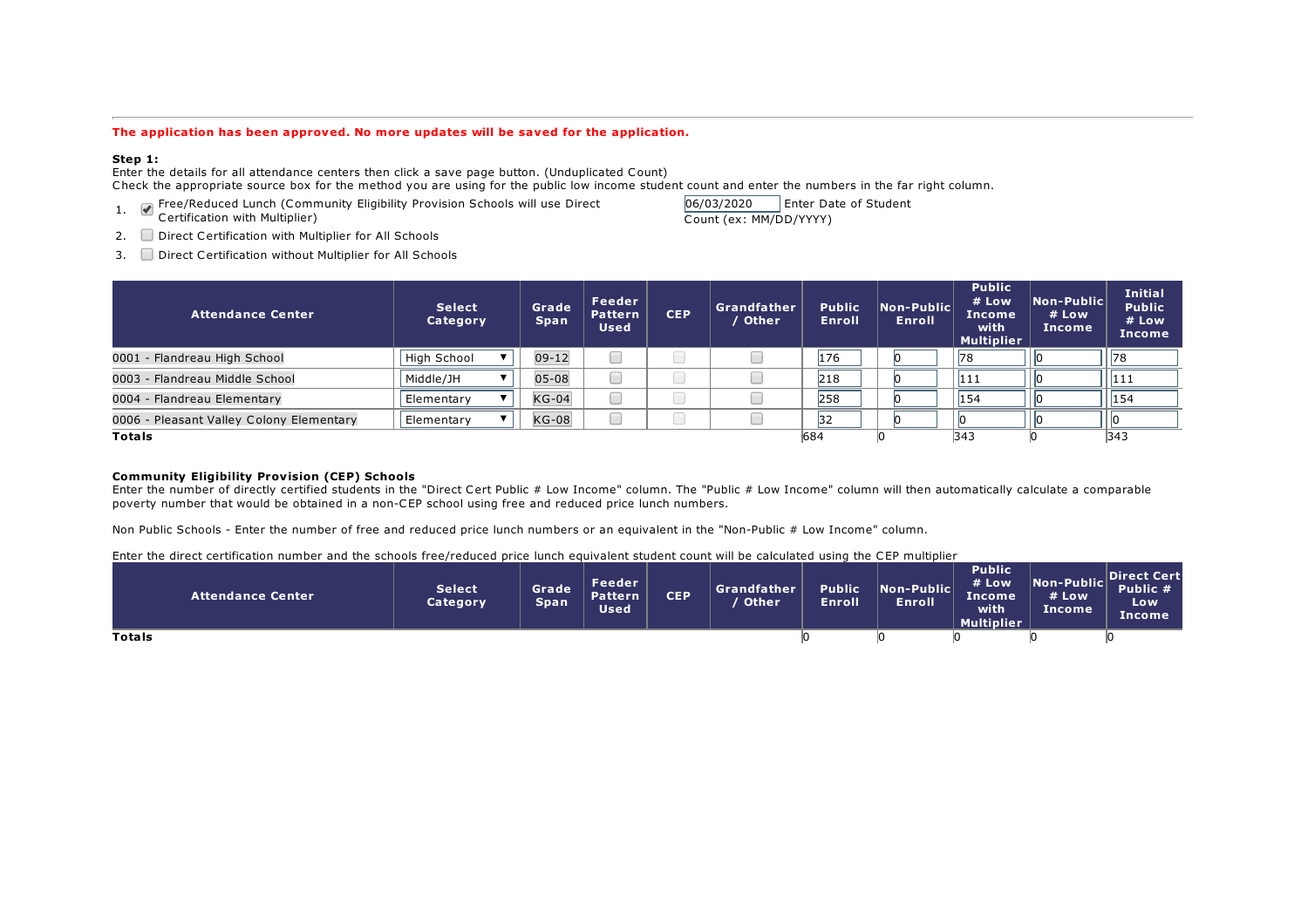**The application has been approved. No more updates will be saved for the application.**

**Step 1:**

Enter the details for all attendance centers then click a save page button. (Unduplicated Count)

Check the appropriate source box for the method you are using for the public low income student count and enter the numbers in the far right column.

1. ☑ Free/Reduced Lunch (Community Eligibility Provision Schools will use Direct Certification with Multiplier)
2. ☐ Direct Certification with Multiplier for All Schools
3. ☐ Direct Certification without Multiplier for All Schools

06/03/2020 Enter Date of Student Count (ex: MM/DD/YYYY)

| Attendance Center | Select Category | Grade Span | Feeder Pattern Used | CEP | Grandfather / Other | Public Enroll | Non-Public Enroll | Public # Low Income with Multiplier | Non-Public # Low Income | Initial Public # Low Income |
|---|---|---|---|---|---|---|---|---|---|---|
| 0001 - Flandreau High School | High School | 09-12 | ☐ | ☐ | ☐ | 176 | 0 | 78 | 0 | 78 |
| 0003 - Flandreau Middle School | Middle/JH | 05-08 | ☐ | ☐ | ☐ | 218 | 0 | 111 | 0 | 111 |
| 0004 - Flandreau Elementary | Elementary | KG-04 | ☐ | ☐ | ☐ | 258 | 0 | 154 | 0 | 154 |
| 0006 - Pleasant Valley Colony Elementary | Elementary | KG-08 | ☐ | ☐ | ☐ | 32 | 0 | 0 | 0 | 0 |
| **Totals** | | | | | | 684 | 0 | 343 | 0 | 343 |

**Community Eligibility Provision (CEP) Schools**

Enter the number of directly certified students in the "Direct Cert Public # Low Income" column. The "Public # Low Income" column will then automatically calculate a comparable poverty number that would be obtained in a non-CEP school using free and reduced price lunch numbers.

Non Public Schools - Enter the number of free and reduced price lunch numbers or an equivalent in the "Non-Public # Low Income" column.

Enter the direct certification number and the schools free/reduced price lunch equivalent student count will be calculated using the CEP multiplier

| Attendance Center | Select Category | Grade Span | Feeder Pattern Used | CEP | Grandfather / Other | Public Enroll | Non-Public Enroll | Public # Low Income with Multiplier | Non-Public # Low Income | Direct Cert Public # Low Income |
|---|---|---|---|---|---|---|---|---|---|---|
| **Totals** | | | | | | 0 | 0 | 0 | 0 | 0 |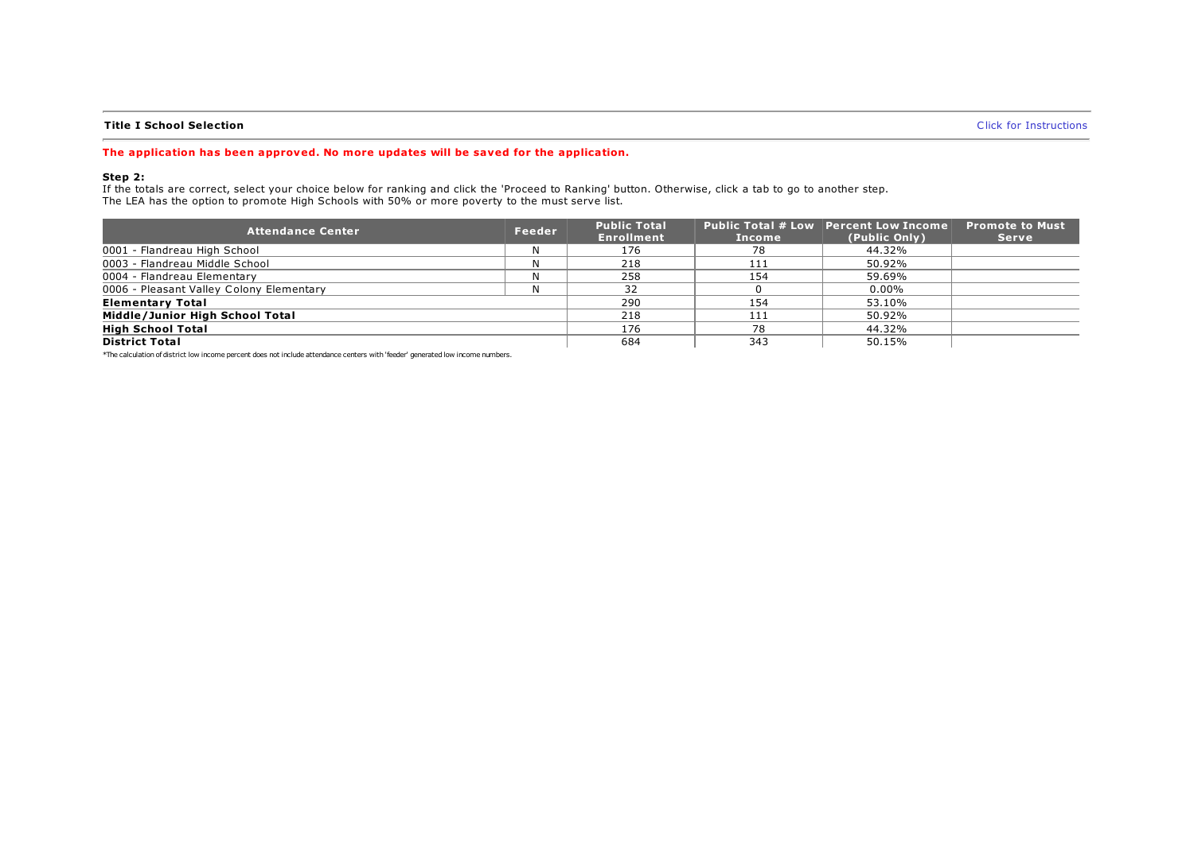**Title I School Selection**

Click for Instructions

**The application has been approved. No more updates will be saved for the application.**

**Step 2:**

If the totals are correct, select your choice below for ranking and click the 'Proceed to Ranking' button. Otherwise, click a tab to go to another step.
The LEA has the option to promote High Schools with 50% or more poverty to the must serve list.

| Attendance Center | Feeder | Public Total Enrollment | Public Total # Low Income | Percent Low Income (Public Only) | Promote to Must Serve |
|---|---|---|---|---|---|
| 0001 - Flandreau High School | N | 176 | 78 | 44.32% | |
| 0003 - Flandreau Middle School | N | 218 | 111 | 50.92% | |
| 0004 - Flandreau Elementary | N | 258 | 154 | 59.69% | |
| 0006 - Pleasant Valley Colony Elementary | N | 32 | 0 | 0.00% | |
| **Elementary Total** | | 290 | 154 | 53.10% | |
| **Middle/Junior High School Total** | | 218 | 111 | 50.92% | |
| **High School Total** | | 176 | 78 | 44.32% | |
| **District Total** | | 684 | 343 | 50.15% | |

*The calculation of district low income percent does not include attendance centers with 'feeder' generated low income numbers.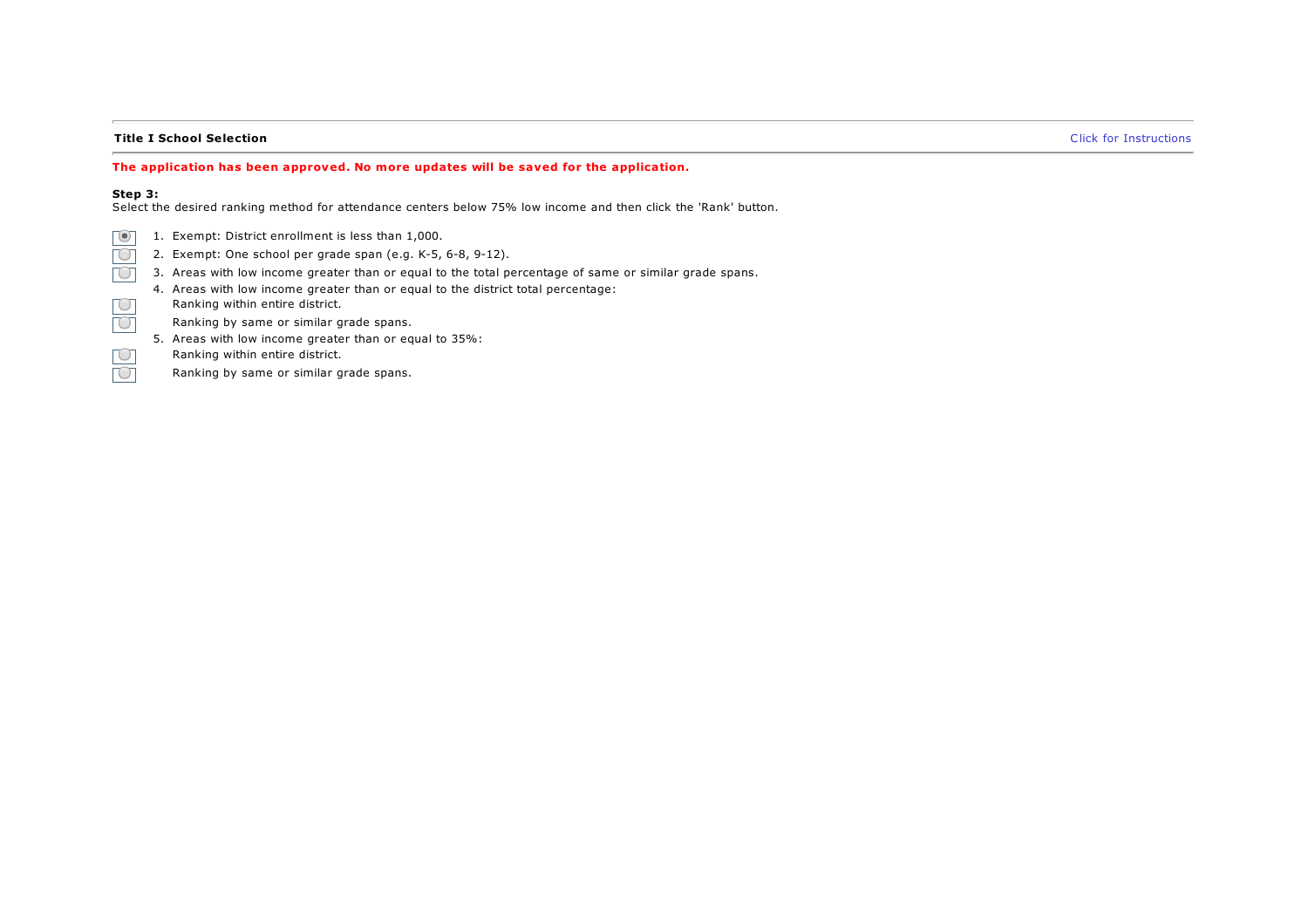**Title I School Selection** Click for Instructions

**The application has been approved. No more updates will be saved for the application.**

**Step 3:**
Select the desired ranking method for attendance centers below 75% low income and then click the 'Rank' button.

- (●) 1. Exempt: District enrollment is less than 1,000.
- ( ) 2. Exempt: One school per grade span (e.g. K-5, 6-8, 9-12).
- ( ) 3. Areas with low income greater than or equal to the total percentage of same or similar grade spans.
- 4. Areas with low income greater than or equal to the district total percentage:
  - ( ) Ranking within entire district.
  - ( ) Ranking by same or similar grade spans.
- 5. Areas with low income greater than or equal to 35%:
  - ( ) Ranking within entire district.
  - ( ) Ranking by same or similar grade spans.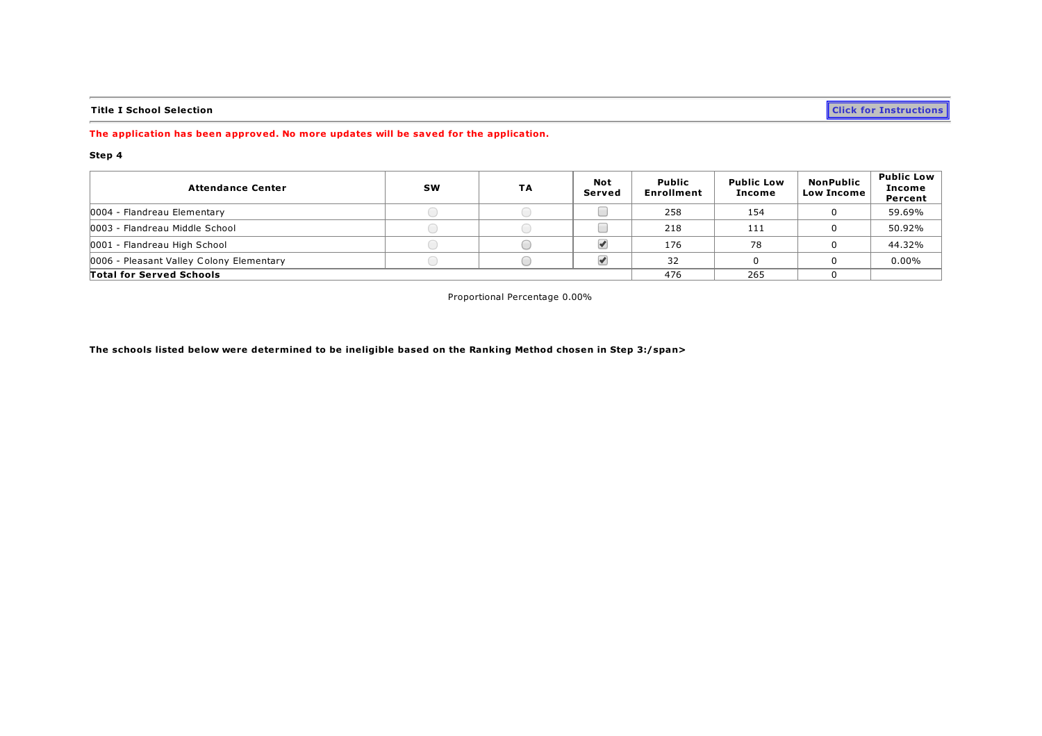**Title I School Selection**

Click for Instructions

**The application has been approved. No more updates will be saved for the application.**

**Step 4**

| Attendance Center | SW | TA | Not Served | Public Enrollment | Public Low Income | NonPublic Low Income | Public Low Income Percent |
|---|---|---|---|---|---|---|---|
| 0004 - Flandreau Elementary | ○ | ○ | ☐ | 258 | 154 | 0 | 59.69% |
| 0003 - Flandreau Middle School | ○ | ○ | ☐ | 218 | 111 | 0 | 50.92% |
| 0001 - Flandreau High School | ○ | ○ | ☑ | 176 | 78 | 0 | 44.32% |
| 0006 - Pleasant Valley Colony Elementary | ○ | ○ | ☑ | 32 | 0 | 0 | 0.00% |
| **Total for Served Schools** | | | | 476 | 265 | 0 | |

Proportional Percentage 0.00%

**The schools listed below were determined to be ineligible based on the Ranking Method chosen in Step 3:/span>**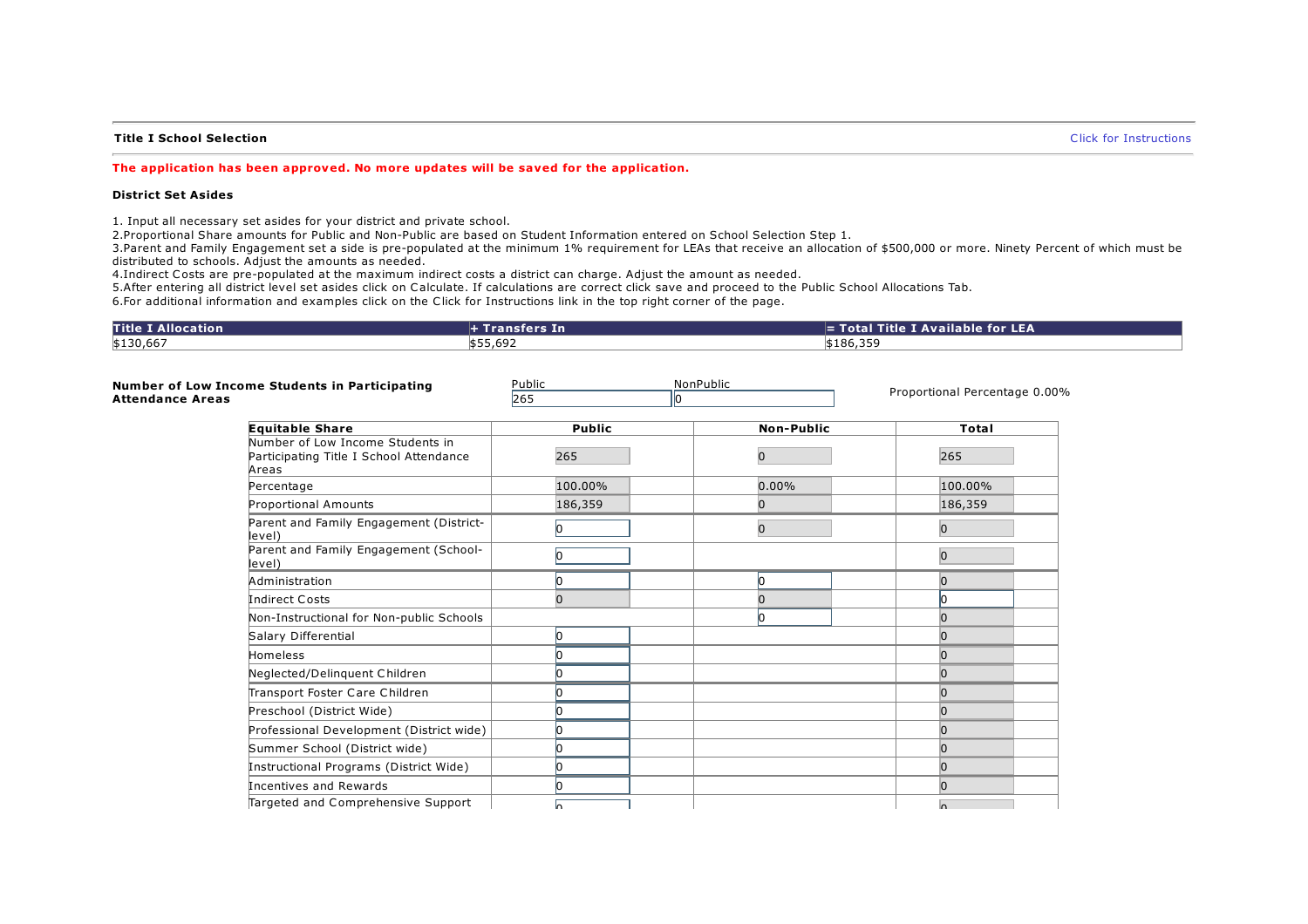**Title I School Selection** Click for Instructions

**The application has been approved. No more updates will be saved for the application.**

**District Set Asides**

1. Input all necessary set asides for your district and private school.
2.Proportional Share amounts for Public and Non-Public are based on Student Information entered on School Selection Step 1.
3.Parent and Family Engagement set a side is pre-populated at the minimum 1% requirement for LEAs that receive an allocation of $500,000 or more. Ninety Percent of which must be distributed to schools. Adjust the amounts as needed.
4.Indirect Costs are pre-populated at the maximum indirect costs a district can charge. Adjust the amount as needed.
5.After entering all district level set asides click on Calculate. If calculations are correct click save and proceed to the Public School Allocations Tab.
6.For additional information and examples click on the Click for Instructions link in the top right corner of the page.

| Title I Allocation | + Transfers In | = Total Title I Available for LEA |
|---|---|---|
| $130,667 | $55,692 | $186,359 |

**Number of Low Income Students in Participating Attendance Areas**

| Public | NonPublic | |
|---|---|---|
| 265 | 0 | Proportional Percentage 0.00% |

| Equitable Share | Public | Non-Public | Total |
|---|---|---|---|
| Number of Low Income Students in Participating Title I School Attendance Areas | 265 | 0 | 265 |
| Percentage | 100.00% | 0.00% | 100.00% |
| Proportional Amounts | 186,359 | 0 | 186,359 |
| Parent and Family Engagement (District-level) | 0 | 0 | 0 |
| Parent and Family Engagement (School-level) | 0 | | 0 |
| Administration | 0 | 0 | 0 |
| Indirect Costs | 0 | 0 | 0 |
| Non-Instructional for Non-public Schools | | 0 | 0 |
| Salary Differential | 0 | | 0 |
| Homeless | 0 | | 0 |
| Neglected/Delinquent Children | 0 | | 0 |
| Transport Foster Care Children | 0 | | 0 |
| Preschool (District Wide) | 0 | | 0 |
| Professional Development (District wide) | 0 | | 0 |
| Summer School (District wide) | 0 | | 0 |
| Instructional Programs (District Wide) | 0 | | 0 |
| Incentives and Rewards | 0 | | 0 |
| Targeted and Comprehensive Support | 0 | | 0 |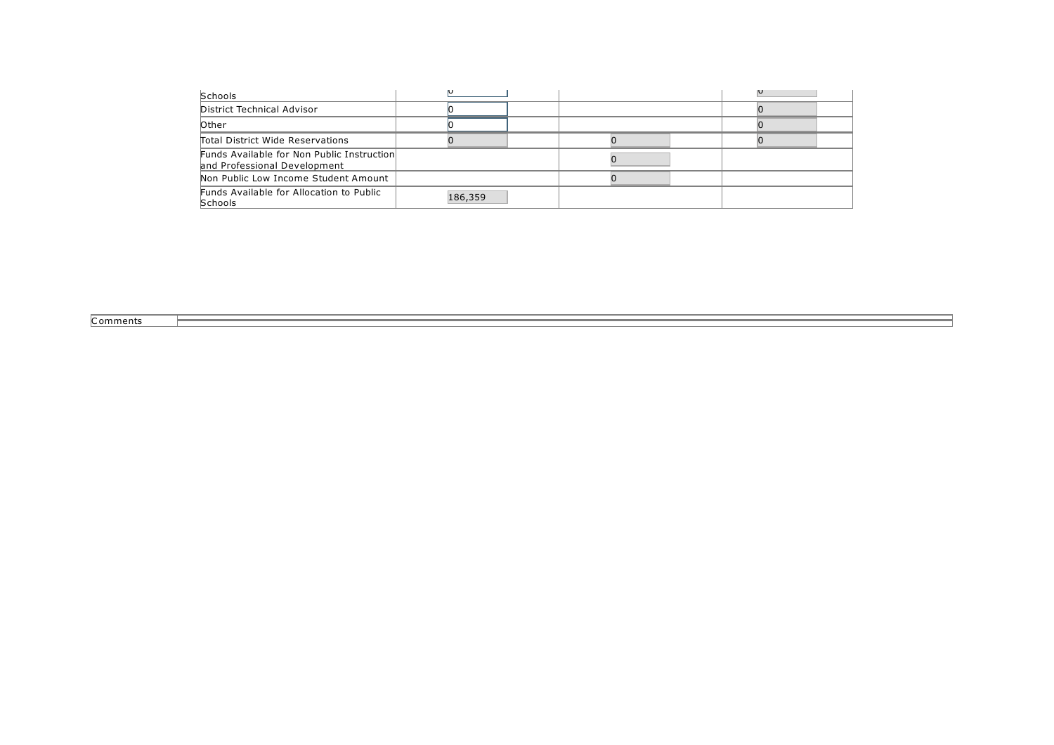| | | | |
|---|---|---|---|
| Schools | 0 | | 0 |
| District Technical Advisor | 0 | | 0 |
| Other | 0 | | 0 |
| Total District Wide Reservations | 0 | 0 | 0 |
| Funds Available for Non Public Instruction and Professional Development | | 0 | |
| Non Public Low Income Student Amount | | 0 | |
| Funds Available for Allocation to Public Schools | 186,359 | | |

| Comments | |
|---|---|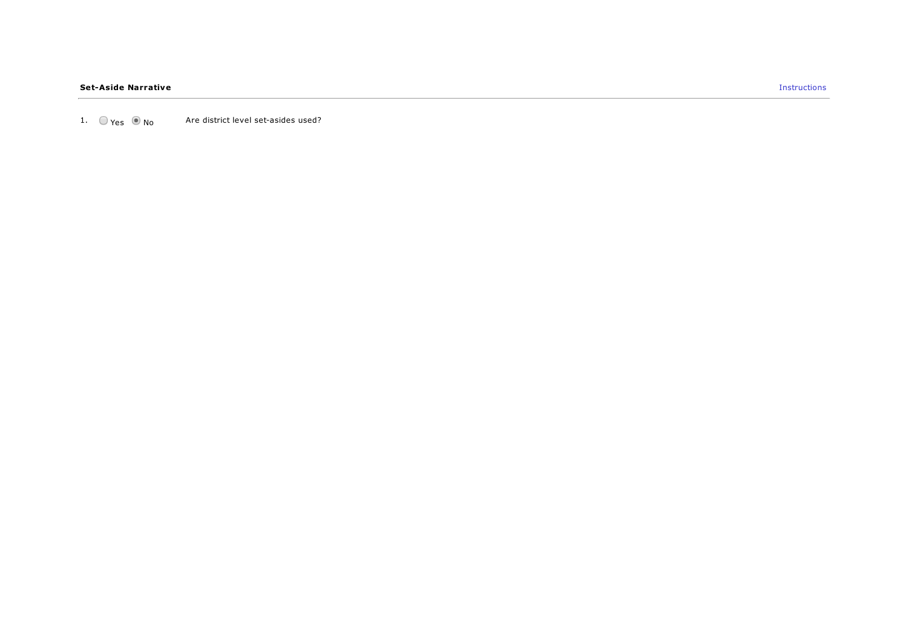**Set-Aside Narrative** Instructions

1. ○ Yes ◉ No Are district level set-asides used?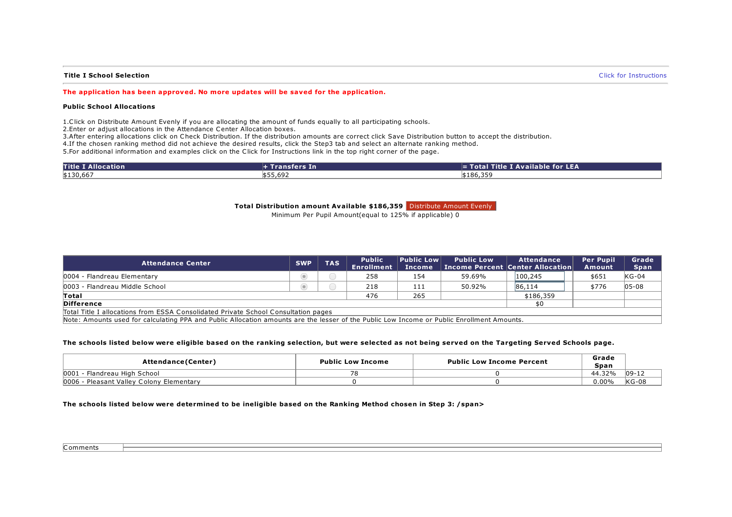**Title I School Selection**

Click for Instructions

**The application has been approved. No more updates will be saved for the application.**

**Public School Allocations**

1.Click on Distribute Amount Evenly if you are allocating the amount of funds equally to all participating schools.
2.Enter or adjust allocations in the Attendance Center Allocation boxes.
3.After entering allocations click on Check Distribution. If the distribution amounts are correct click Save Distribution button to accept the distribution.
4.If the chosen ranking method did not achieve the desired results, click the Step3 tab and select an alternate ranking method.
5.For additional information and examples click on the Click for Instructions link in the top right corner of the page.

| Title I Allocation | + Transfers In | = Total Title I Available for LEA |
|---|---|---|
| $130,667 | $55,692 | $186,359 |

**Total Distribution amount Available $186,359** Distribute Amount Evenly

Minimum Per Pupil Amount(equal to 125% if applicable) 0

| Attendance Center | SWP | TAS | Public Enrollment | Public Low Income | Public Low Income Percent | Attendance Center Allocation | Per Pupil Amount | Grade Span |
|---|---|---|---|---|---|---|---|---|
| 0004 - Flandreau Elementary | ◉ | ○ | 258 | 154 | 59.69% | 100,245 | $651 | KG-04 |
| 0003 - Flandreau Middle School | ◉ | ○ | 218 | 111 | 50.92% | 86,114 | $776 | 05-08 |
| **Total** | | | 476 | 265 | | $186,359 | | |
| **Difference** | | | | | | $0 | | |
| Total Title I allocations from ESSA Consolidated Private School Consultation pages | | | | | | | | |
| Note: Amounts used for calculating PPA and Public Allocation amounts are the lesser of the Public Low Income or Public Enrollment Amounts. | | | | | | | | |

**The schools listed below were eligible based on the ranking selection, but were selected as not being served on the Targeting Served Schools page.**

| Attendance(Center) | Public Low Income | Public Low Income Percent | Grade Span | |
|---|---|---|---|---|
| 0001 - Flandreau High School | 78 | 0 | 44.32% | 09-12 |
| 0006 - Pleasant Valley Colony Elementary | 0 | 0 | 0.00% | KG-08 |

**The schools listed below were determined to be ineligible based on the Ranking Method chosen in Step 3: /span>**

| Comments | |
|---|---|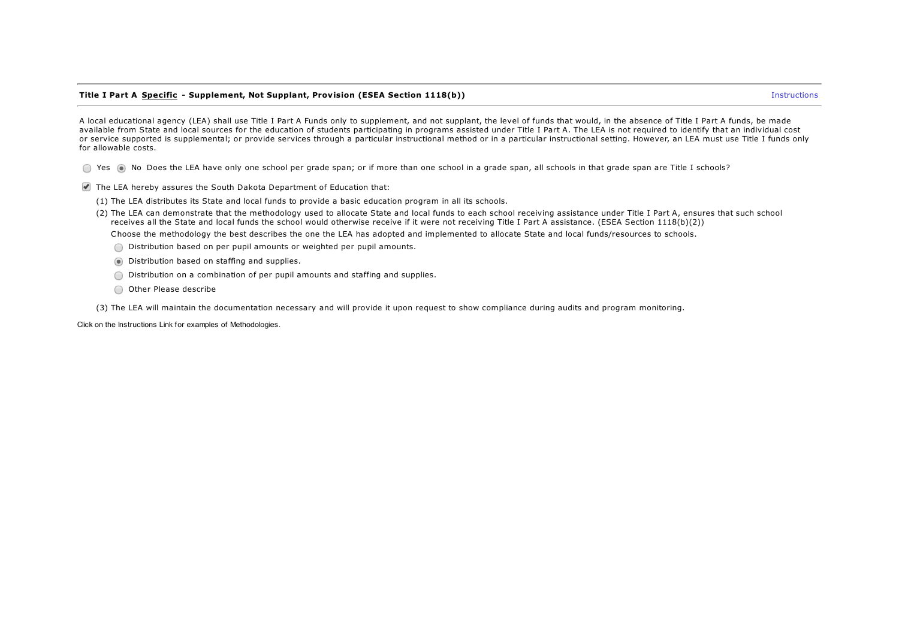**Title I Part A <u>Specific</u> - Supplement, Not Supplant, Provision (ESEA Section 1118(b))** Instructions

A local educational agency (LEA) shall use Title I Part A Funds only to supplement, and not supplant, the level of funds that would, in the absence of Title I Part A funds, be made available from State and local sources for the education of students participating in programs assisted under Title I Part A. The LEA is not required to identify that an individual cost or service supported is supplemental; or provide services through a particular instructional method or in a particular instructional setting. However, an LEA must use Title I funds only for allowable costs.

○ Yes ◉ No Does the LEA have only one school per grade span; or if more than one school in a grade span, all schools in that grade span are Title I schools?

☑ The LEA hereby assures the South Dakota Department of Education that:

(1) The LEA distributes its State and local funds to provide a basic education program in all its schools.

(2) The LEA can demonstrate that the methodology used to allocate State and local funds to each school receiving assistance under Title I Part A, ensures that such school receives all the State and local funds the school would otherwise receive if it were not receiving Title I Part A assistance. (ESEA Section 1118(b)(2))

Choose the methodology the best describes the one the LEA has adopted and implemented to allocate State and local funds/resources to schools.

- ○ Distribution based on per pupil amounts or weighted per pupil amounts.
- ◉ Distribution based on staffing and supplies.
- ○ Distribution on a combination of per pupil amounts and staffing and supplies.
- ○ Other Please describe

(3) The LEA will maintain the documentation necessary and will provide it upon request to show compliance during audits and program monitoring.

Click on the Instructions Link for examples of Methodologies.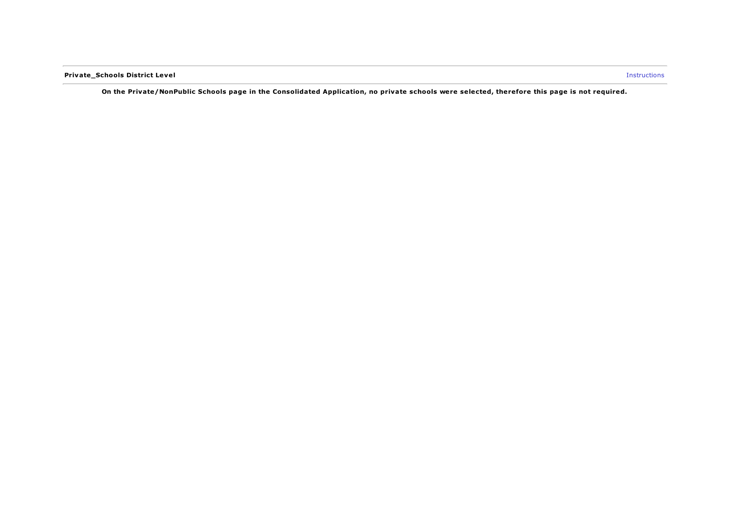**Private_Schools District Level** Instructions

**On the Private/NonPublic Schools page in the Consolidated Application, no private schools were selected, therefore this page is not required.**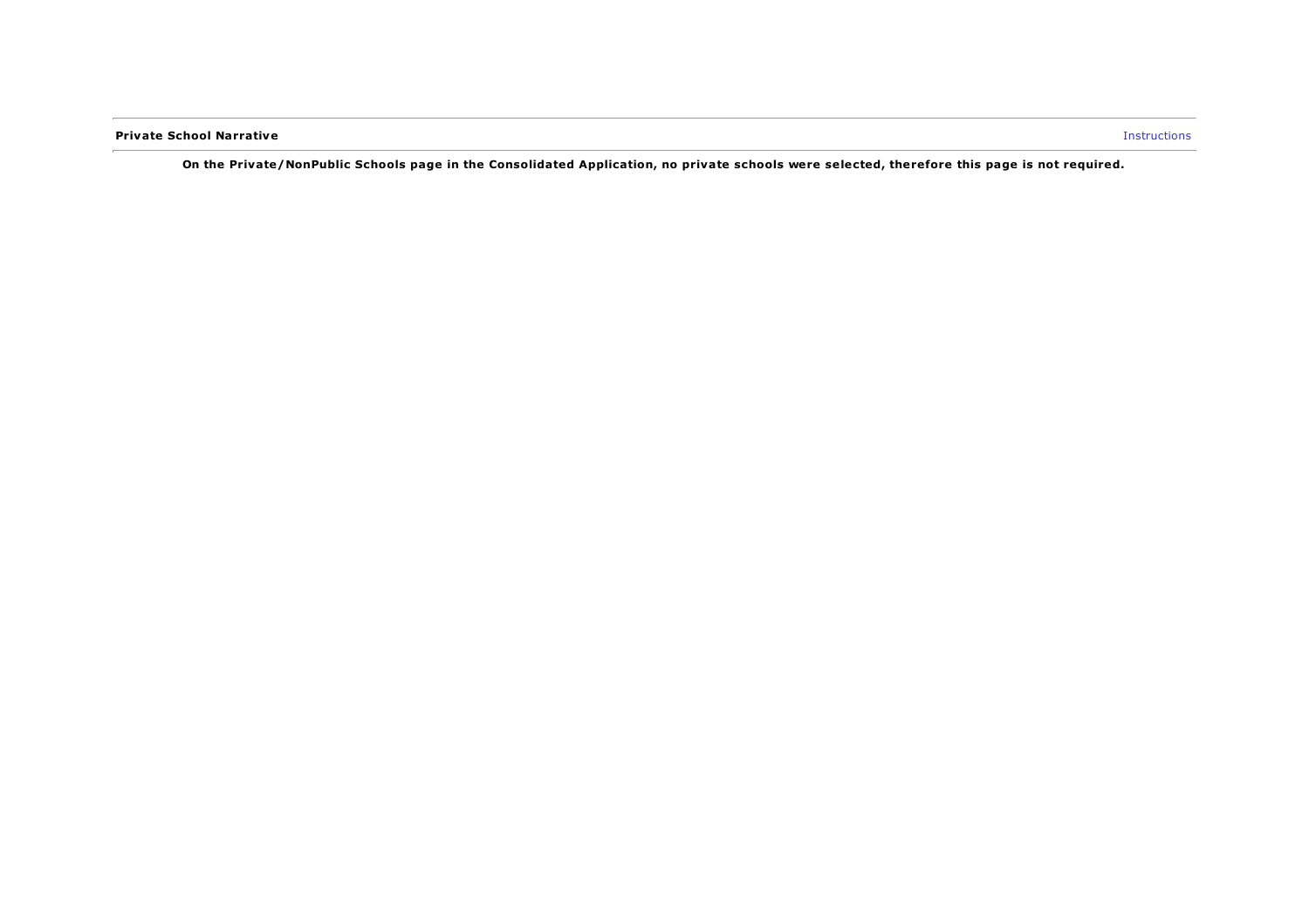**Private School Narrative** Instructions

**On the Private/NonPublic Schools page in the Consolidated Application, no private schools were selected, therefore this page is not required.**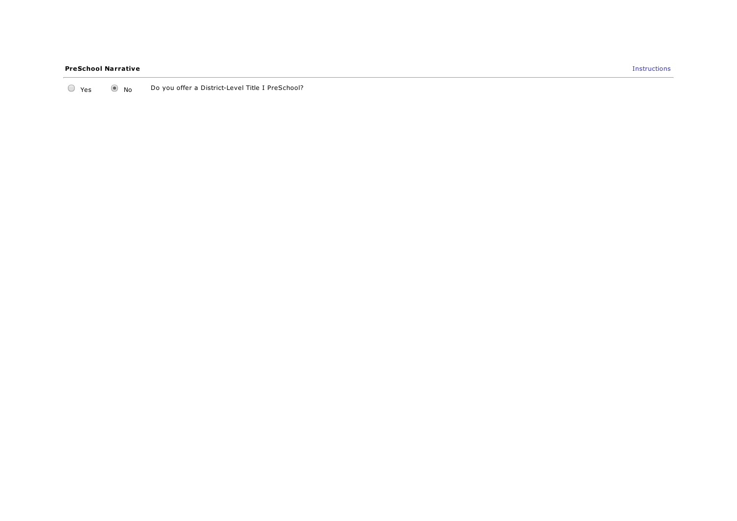**PreSchool Narrative** Instructions

---

○ Yes ◉ No Do you offer a District-Level Title I PreSchool?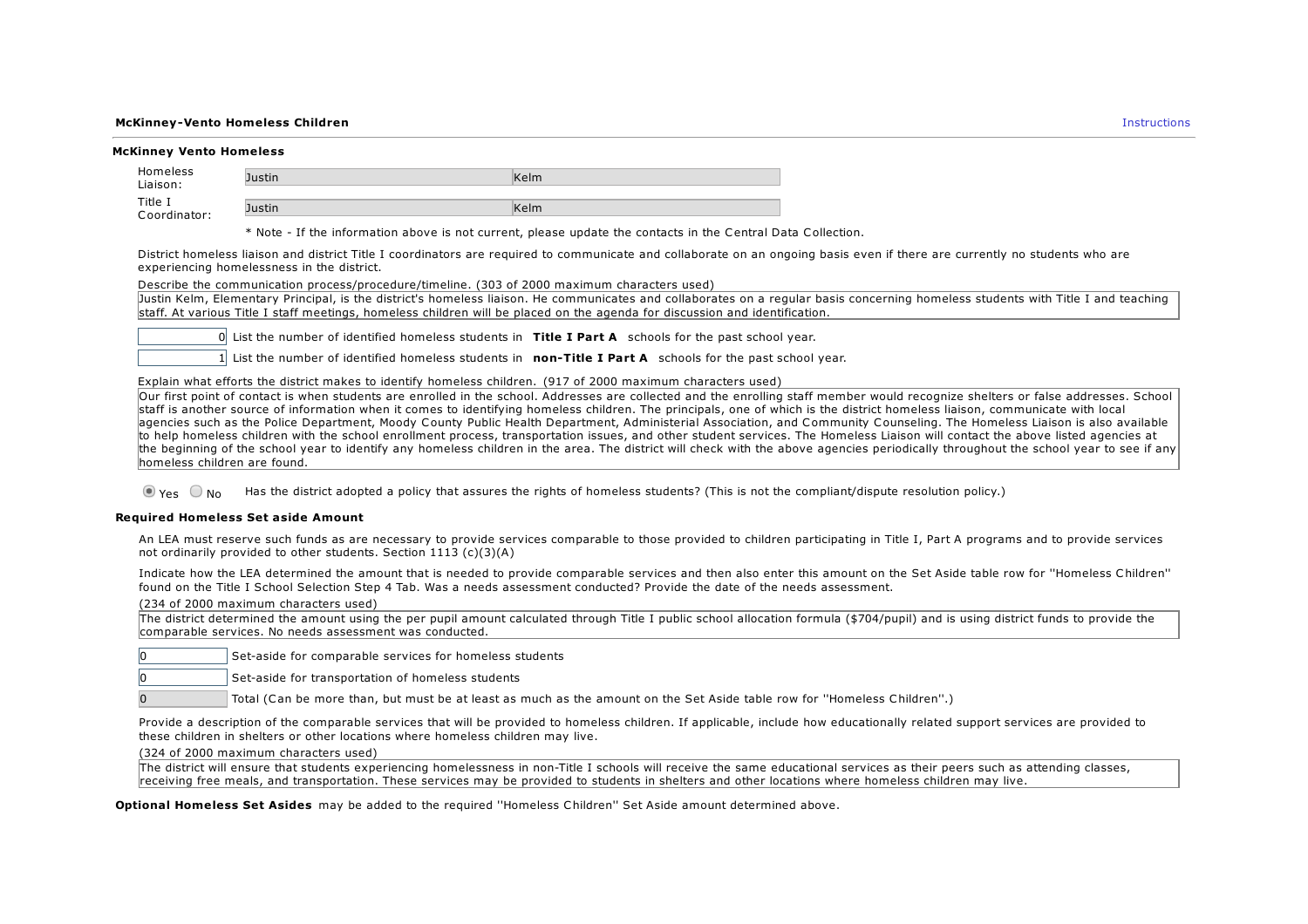### McKinney-Vento Homeless Children

Instructions

#### McKinney Vento Homeless

| | | |
|---|---|---|
| Homeless Liaison: | Justin | Kelm |
| Title I Coordinator: | Justin | Kelm |

\* Note - If the information above is not current, please update the contacts in the Central Data Collection.

District homeless liaison and district Title I coordinators are required to communicate and collaborate on an ongoing basis even if there are currently no students who are experiencing homelessness in the district.

Describe the communication process/procedure/timeline. (303 of 2000 maximum characters used)

Justin Kelm, Elementary Principal, is the district's homeless liaison. He communicates and collaborates on a regular basis concerning homeless students with Title I and teaching staff. At various Title I staff meetings, homeless children will be placed on the agenda for discussion and identification.

0 List the number of identified homeless students in **Title I Part A** schools for the past school year.

1 List the number of identified homeless students in **non-Title I Part A** schools for the past school year.

Explain what efforts the district makes to identify homeless children. (917 of 2000 maximum characters used)

Our first point of contact is when students are enrolled in the school. Addresses are collected and the enrolling staff member would recognize shelters or false addresses. School staff is another source of information when it comes to identifying homeless children. The principals, one of which is the district homeless liaison, communicate with local agencies such as the Police Department, Moody County Public Health Department, Administerial Association, and Community Counseling. The Homeless Liaison is also available to help homeless children with the school enrollment process, transportation issues, and other student services. The Homeless Liaison will contact the above listed agencies at the beginning of the school year to identify any homeless children in the area. The district will check with the above agencies periodically throughout the school year to see if any homeless children are found.

(●) Yes ( ) No Has the district adopted a policy that assures the rights of homeless students? (This is not the compliant/dispute resolution policy.)

#### Required Homeless Set aside Amount

An LEA must reserve such funds as are necessary to provide services comparable to those provided to children participating in Title I, Part A programs and to provide services not ordinarily provided to other students. Section 1113 (c)(3)(A)

Indicate how the LEA determined the amount that is needed to provide comparable services and then also enter this amount on the Set Aside table row for ''Homeless Children'' found on the Title I School Selection Step 4 Tab. Was a needs assessment conducted? Provide the date of the needs assessment.

(234 of 2000 maximum characters used)

The district determined the amount using the per pupil amount calculated through Title I public school allocation formula ($704/pupil) and is using district funds to provide the comparable services. No needs assessment was conducted.

0 Set-aside for comparable services for homeless students

0 Set-aside for transportation of homeless students

0 Total (Can be more than, but must be at least as much as the amount on the Set Aside table row for ''Homeless Children''.)

Provide a description of the comparable services that will be provided to homeless children. If applicable, include how educationally related support services are provided to these children in shelters or other locations where homeless children may live.

(324 of 2000 maximum characters used)

The district will ensure that students experiencing homelessness in non-Title I schools will receive the same educational services as their peers such as attending classes, receiving free meals, and transportation. These services may be provided to students in shelters and other locations where homeless children may live.

**Optional Homeless Set Asides** may be added to the required ''Homeless Children'' Set Aside amount determined above.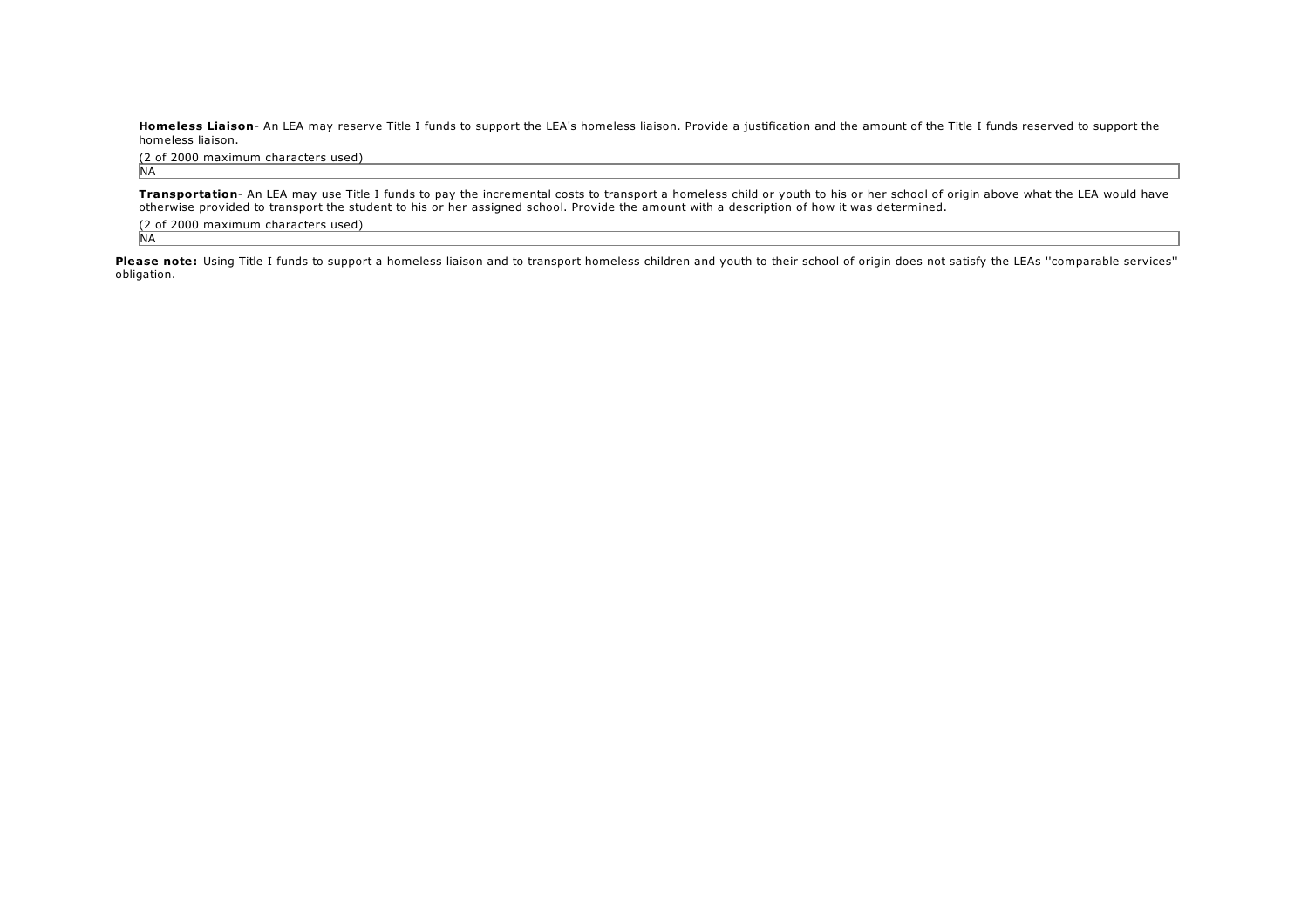**Homeless Liaison**- An LEA may reserve Title I funds to support the LEA's homeless liaison. Provide a justification and the amount of the Title I funds reserved to support the homeless liaison.

(2 of 2000 maximum characters used)

NA

**Transportation**- An LEA may use Title I funds to pay the incremental costs to transport a homeless child or youth to his or her school of origin above what the LEA would have otherwise provided to transport the student to his or her assigned school. Provide the amount with a description of how it was determined.

(2 of 2000 maximum characters used)

NA

**Please note:** Using Title I funds to support a homeless liaison and to transport homeless children and youth to their school of origin does not satisfy the LEAs ''comparable services'' obligation.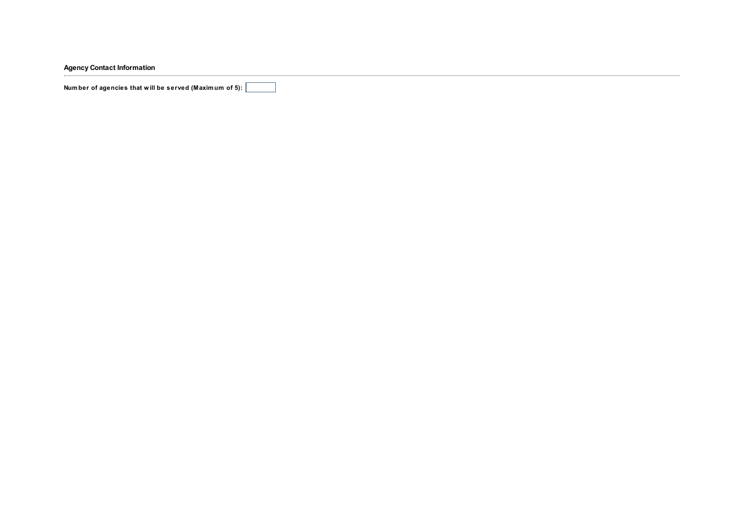## Agency Contact Information

---

**Number of agencies that will be served (Maximum of 5):** ______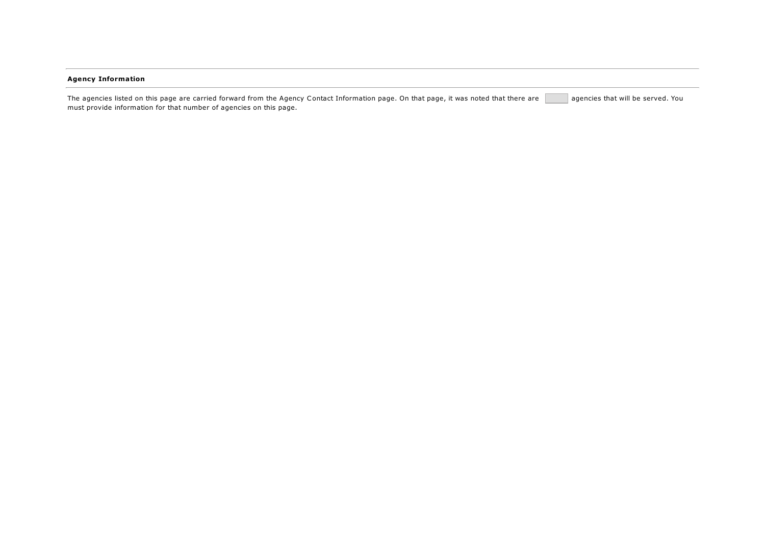**Agency Information**

The agencies listed on this page are carried forward from the Agency Contact Information page. On that page, it was noted that there are [ ] agencies that will be served. You must provide information for that number of agencies on this page.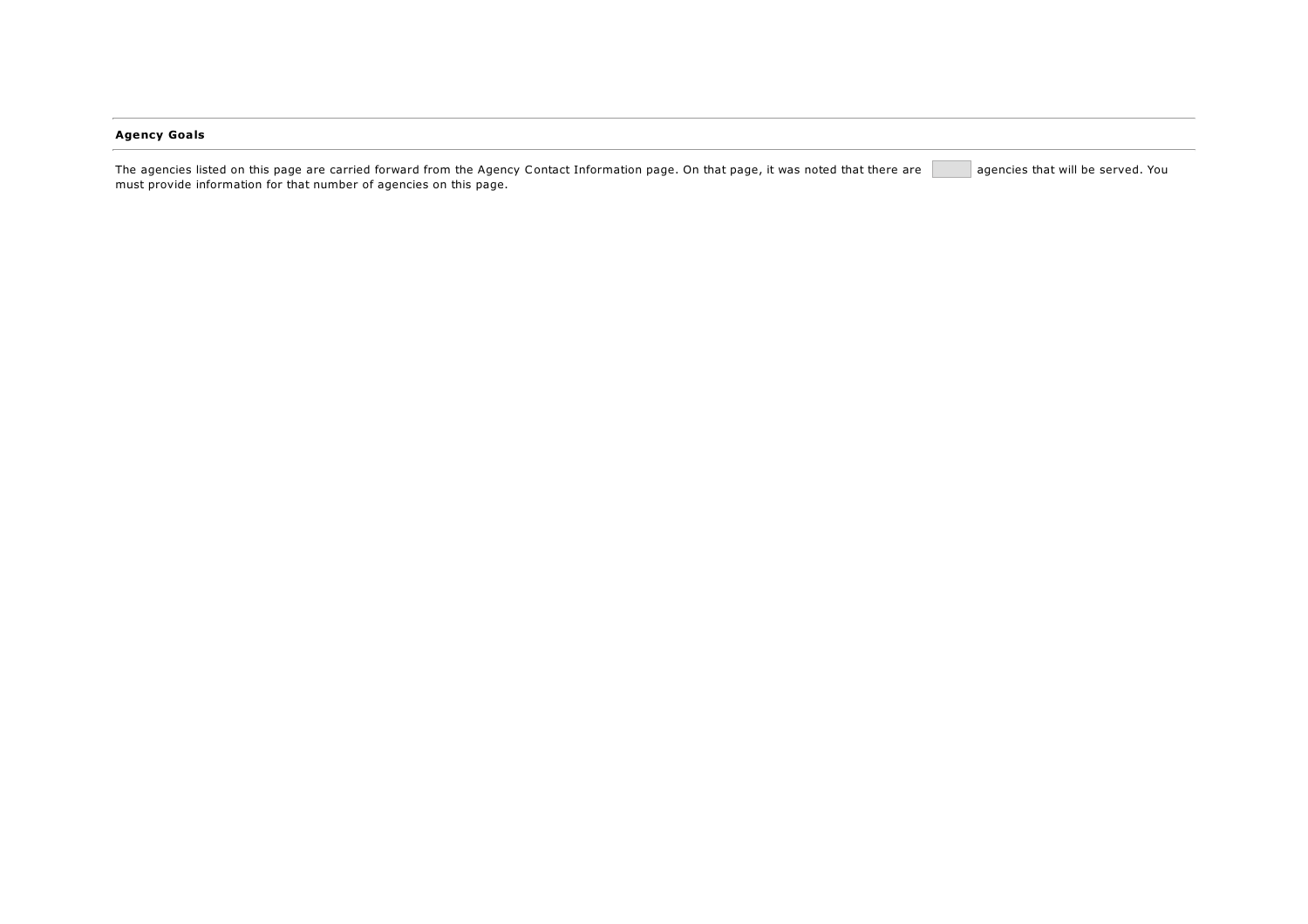**Agency Goals**

The agencies listed on this page are carried forward from the Agency Contact Information page. On that page, it was noted that there are [ ] agencies that will be served. You must provide information for that number of agencies on this page.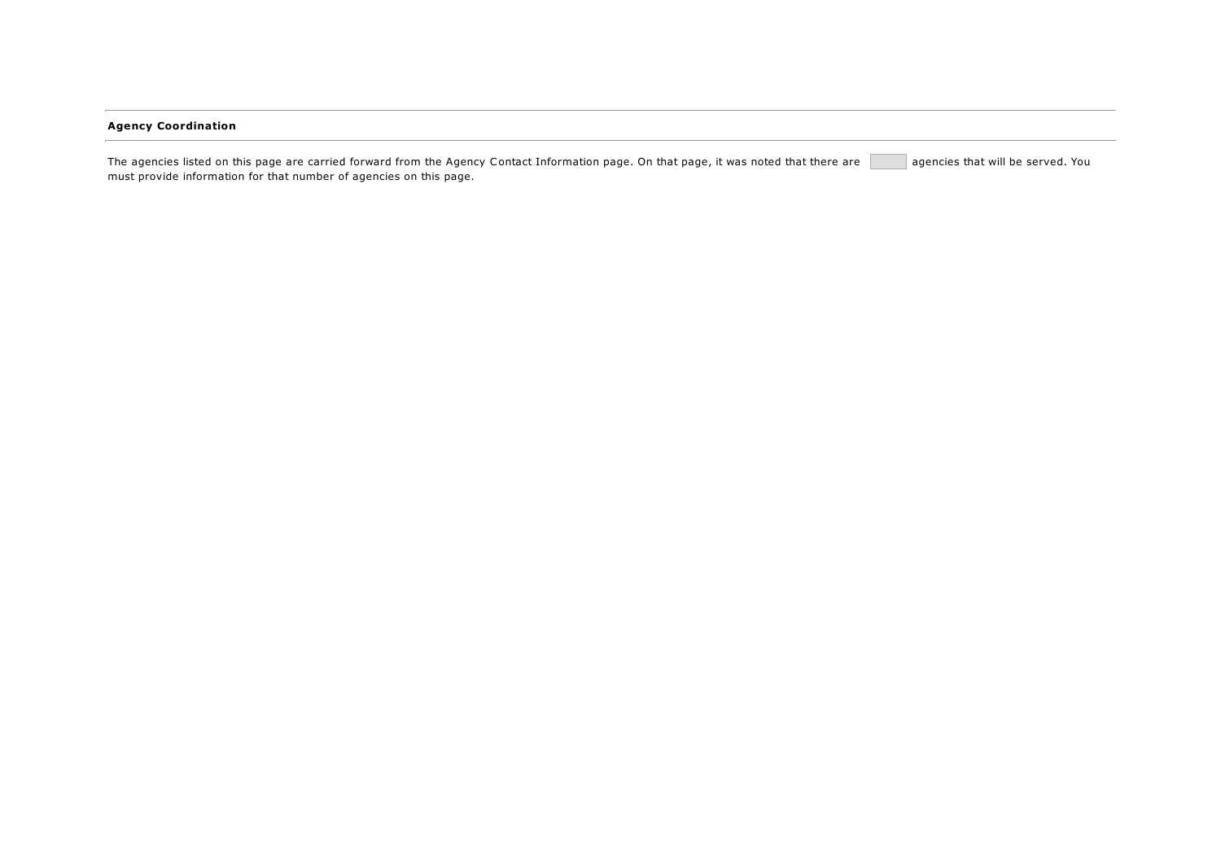**Agency Coordination**

The agencies listed on this page are carried forward from the Agency Contact Information page. On that page, it was noted that there are [ ] agencies that will be served. You must provide information for that number of agencies on this page.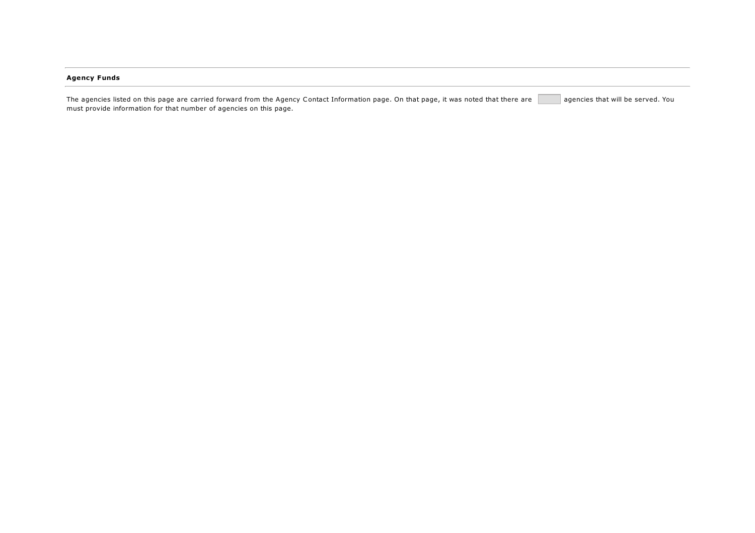**Agency Funds**

The agencies listed on this page are carried forward from the Agency Contact Information page. On that page, it was noted that there are ______ agencies that will be served. You must provide information for that number of agencies on this page.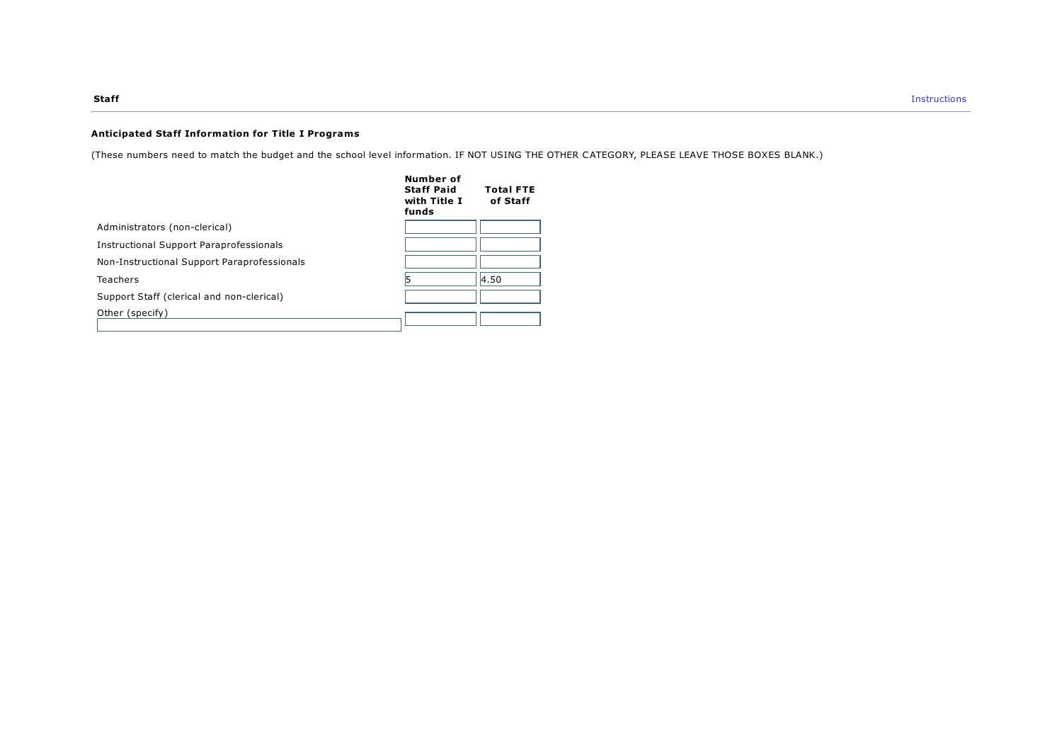**Staff**

Instructions

### Anticipated Staff Information for Title I Programs

(These numbers need to match the budget and the school level information. IF NOT USING THE OTHER CATEGORY, PLEASE LEAVE THOSE BOXES BLANK.)

| | Number of Staff Paid with Title I funds | Total FTE of Staff |
|---|---|---|
| Administrators (non-clerical) | | |
| Instructional Support Paraprofessionals | | |
| Non-Instructional Support Paraprofessionals | | |
| Teachers | 5 | 4.50 |
| Support Staff (clerical and non-clerical) | | |
| Other (specify) | | |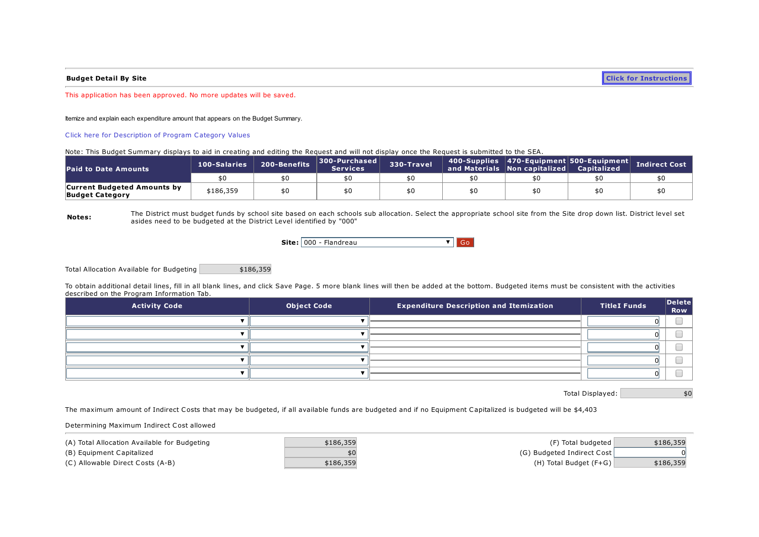**Budget Detail By Site**

Click for Instructions

This application has been approved. No more updates will be saved.

Itemize and explain each expenditure amount that appears on the Budget Summary.

Click here for Description of Program Category Values

Note: This Budget Summary displays to aid in creating and editing the Request and will not display once the Request is submitted to the SEA.

| Paid to Date Amounts | 100-Salaries | 200-Benefits | 300-Purchased Services | 330-Travel | 400-Supplies and Materials | 470-Equipment Non capitalized | 500-Equipment Capitalized | Indirect Cost |
|---|---|---|---|---|---|---|---|---|
| | $0 | $0 | $0 | $0 | $0 | $0 | $0 | $0 |
| **Current Budgeted Amounts by Budget Category** | $186,359 | $0 | $0 | $0 | $0 | $0 | $0 | $0 |

**Notes:** The District must budget funds by school site based on each schools sub allocation. Select the appropriate school site from the Site drop down list. District level set asides need to be budgeted at the District Level identified by "000"

**Site:** 000 - Flandreau  Go

Total Allocation Available for Budgeting $186,359

To obtain additional detail lines, fill in all blank lines, and click Save Page. 5 more blank lines will then be added at the bottom. Budgeted items must be consistent with the activities described on the Program Information Tab.

| Activity Code | Object Code | Expenditure Description and Itemization | TitleI Funds | Delete Row |
|---|---|---|---|---|
| | | | 0 | |
| | | | 0 | |
| | | | 0 | |
| | | | 0 | |
| | | | 0 | |

Total Displayed: $0

The maximum amount of Indirect Costs that may be budgeted, if all available funds are budgeted and if no Equipment Capitalized is budgeted will be $4,403

Determining Maximum Indirect Cost allowed

| | | | |
|---|---|---|---|
| (A) Total Allocation Available for Budgeting | $186,359 | (F) Total budgeted | $186,359 |
| (B) Equipment Capitalized | $0 | (G) Budgeted Indirect Cost | 0 |
| (C) Allowable Direct Costs (A-B) | $186,359 | (H) Total Budget (F+G) | $186,359 |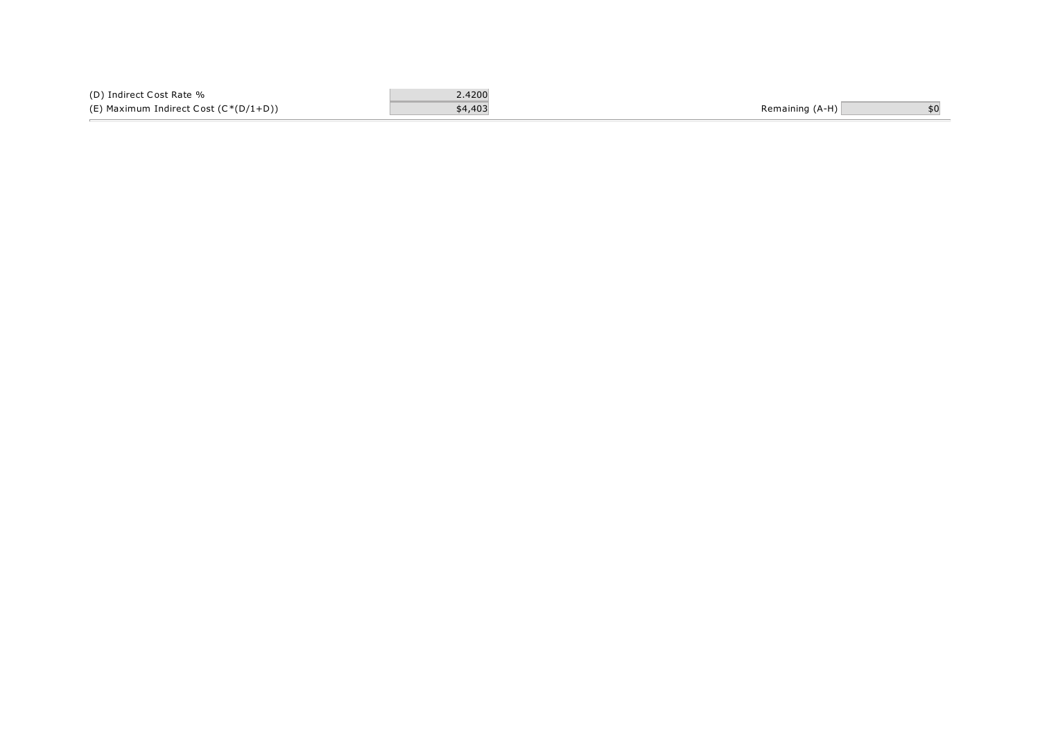| | | | |
|---|---|---|---|
| (D) Indirect Cost Rate % | 2.4200 | | |
| (E) Maximum Indirect Cost (C*(D/1+D)) | $4,403 | Remaining (A-H) | $0 |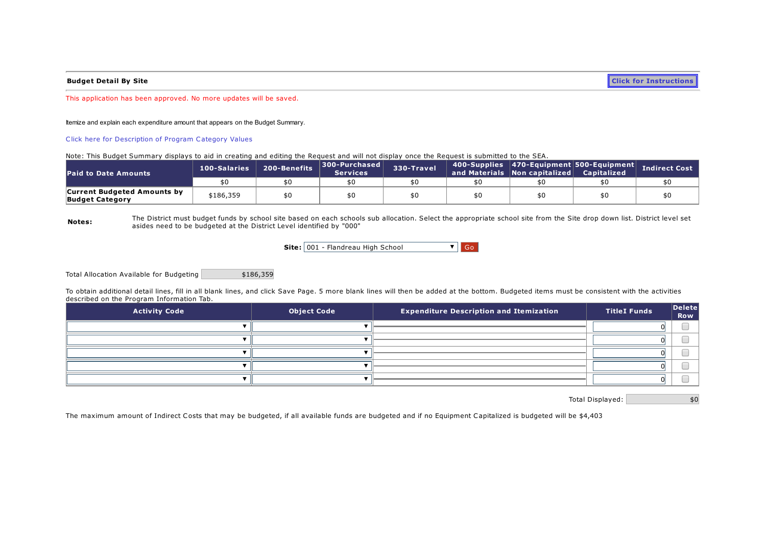**Budget Detail By Site**

Click for Instructions

This application has been approved. No more updates will be saved.

Itemize and explain each expenditure amount that appears on the Budget Summary.

Click here for Description of Program Category Values

Note: This Budget Summary displays to aid in creating and editing the Request and will not display once the Request is submitted to the SEA.

| Paid to Date Amounts | 100-Salaries | 200-Benefits | 300-Purchased Services | 330-Travel | 400-Supplies and Materials | 470-Equipment Non capitalized | 500-Equipment Capitalized | Indirect Cost |
|---|---|---|---|---|---|---|---|---|
| | $0 | $0 | $0 | $0 | $0 | $0 | $0 | $0 |
| **Current Budgeted Amounts by Budget Category** | $186,359 | $0 | $0 | $0 | $0 | $0 | $0 | $0 |

**Notes:** The District must budget funds by school site based on each schools sub allocation. Select the appropriate school site from the Site drop down list. District level set asides need to be budgeted at the District Level identified by "000"

**Site:** 001 - Flandreau High School Go

Total Allocation Available for Budgeting $186,359

To obtain additional detail lines, fill in all blank lines, and click Save Page. 5 more blank lines will then be added at the bottom. Budgeted items must be consistent with the activities described on the Program Information Tab.

| Activity Code | Object Code | Expenditure Description and Itemization | TitleI Funds | Delete Row |
|---|---|---|---|---|
| | | | 0 | |
| | | | 0 | |
| | | | 0 | |
| | | | 0 | |
| | | | 0 | |

Total Displayed: $0

The maximum amount of Indirect Costs that may be budgeted, if all available funds are budgeted and if no Equipment Capitalized is budgeted will be $4,403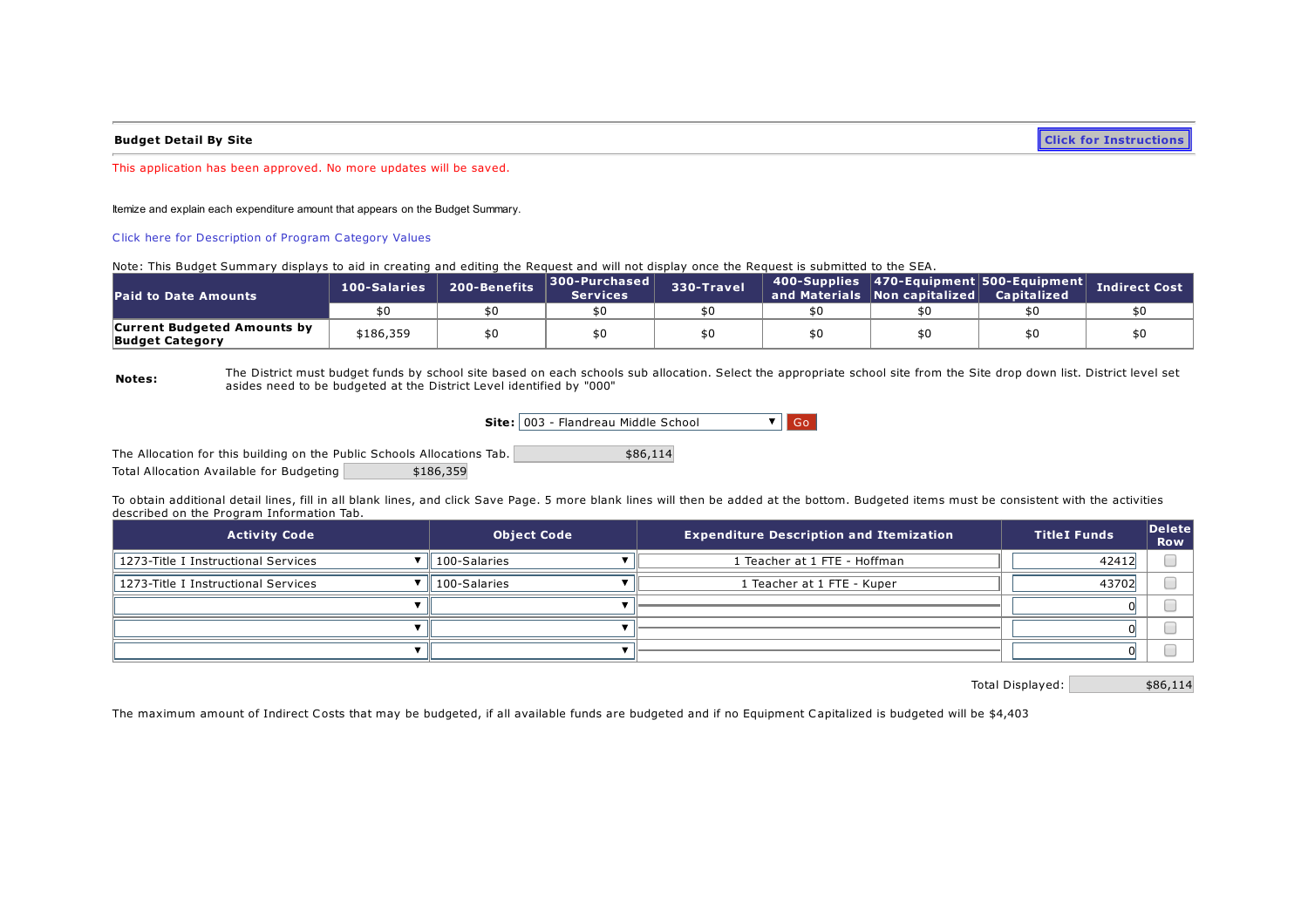**Budget Detail By Site**

Click for Instructions

This application has been approved. No more updates will be saved.

Itemize and explain each expenditure amount that appears on the Budget Summary.

Click here for Description of Program Category Values

Note: This Budget Summary displays to aid in creating and editing the Request and will not display once the Request is submitted to the SEA.

| Paid to Date Amounts | 100-Salaries | 200-Benefits | 300-Purchased Services | 330-Travel | 400-Supplies and Materials | 470-Equipment Non capitalized | 500-Equipment Capitalized | Indirect Cost |
|---|---|---|---|---|---|---|---|---|
| | $0 | $0 | $0 | $0 | $0 | $0 | $0 | $0 |
| **Current Budgeted Amounts by Budget Category** | $186,359 | $0 | $0 | $0 | $0 | $0 | $0 | $0 |

**Notes:** The District must budget funds by school site based on each schools sub allocation. Select the appropriate school site from the Site drop down list. District level set asides need to be budgeted at the District Level identified by "000"

**Site:** 003 - Flandreau Middle School Go

The Allocation for this building on the Public Schools Allocations Tab. $86,114

Total Allocation Available for Budgeting $186,359

To obtain additional detail lines, fill in all blank lines, and click Save Page. 5 more blank lines will then be added at the bottom. Budgeted items must be consistent with the activities described on the Program Information Tab.

| Activity Code | Object Code | Expenditure Description and Itemization | TitleI Funds | Delete Row |
|---|---|---|---|---|
| 1273-Title I Instructional Services | 100-Salaries | 1 Teacher at 1 FTE - Hoffman | 42412 | ☐ |
| 1273-Title I Instructional Services | 100-Salaries | 1 Teacher at 1 FTE - Kuper | 43702 | ☐ |
| | | | 0 | ☐ |
| | | | 0 | ☐ |
| | | | 0 | ☐ |

Total Displayed: $86,114

The maximum amount of Indirect Costs that may be budgeted, if all available funds are budgeted and if no Equipment Capitalized is budgeted will be $4,403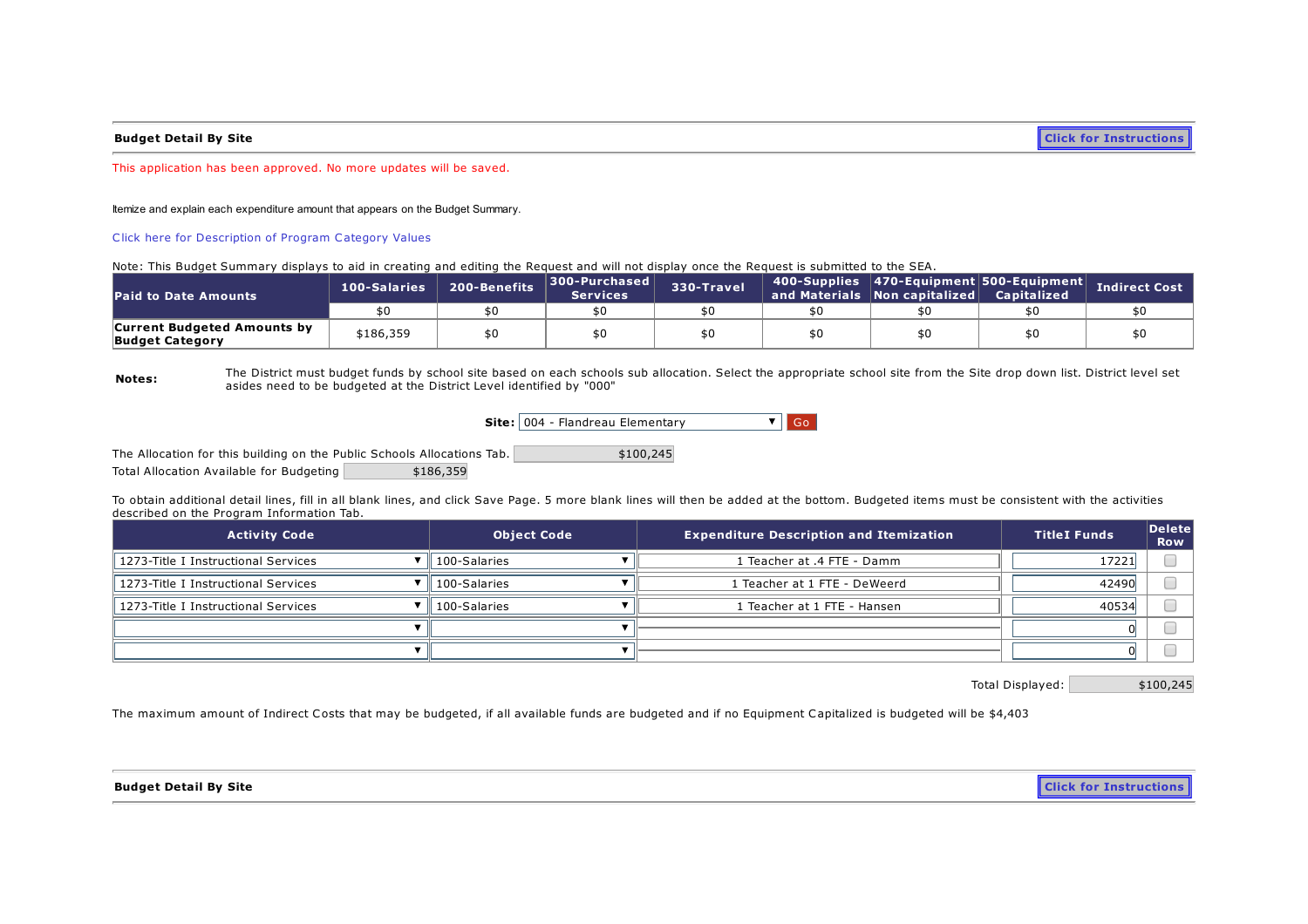**Budget Detail By Site**

Click for Instructions

This application has been approved. No more updates will be saved.

Itemize and explain each expenditure amount that appears on the Budget Summary.

Click here for Description of Program Category Values

Note: This Budget Summary displays to aid in creating and editing the Request and will not display once the Request is submitted to the SEA.

| Paid to Date Amounts | 100-Salaries | 200-Benefits | 300-Purchased Services | 330-Travel | 400-Supplies and Materials | 470-Equipment Non capitalized | 500-Equipment Capitalized | Indirect Cost |
|---|---|---|---|---|---|---|---|---|
| | $0 | $0 | $0 | $0 | $0 | $0 | $0 | $0 |
| **Current Budgeted Amounts by Budget Category** | $186,359 | $0 | $0 | $0 | $0 | $0 | $0 | $0 |

**Notes:** The District must budget funds by school site based on each schools sub allocation. Select the appropriate school site from the Site drop down list. District level set asides need to be budgeted at the District Level identified by "000"

**Site:** 004 - Flandreau Elementary Go

The Allocation for this building on the Public Schools Allocations Tab. $100,245

Total Allocation Available for Budgeting $186,359

To obtain additional detail lines, fill in all blank lines, and click Save Page. 5 more blank lines will then be added at the bottom. Budgeted items must be consistent with the activities described on the Program Information Tab.

| Activity Code | Object Code | Expenditure Description and Itemization | TitleI Funds | Delete Row |
|---|---|---|---|---|
| 1273-Title I Instructional Services | 100-Salaries | 1 Teacher at .4 FTE - Damm | 17221 | |
| 1273-Title I Instructional Services | 100-Salaries | 1 Teacher at 1 FTE - DeWeerd | 42490 | |
| 1273-Title I Instructional Services | 100-Salaries | 1 Teacher at 1 FTE - Hansen | 40534 | |
| | | | 0 | |
| | | | 0 | |

Total Displayed: $100,245

The maximum amount of Indirect Costs that may be budgeted, if all available funds are budgeted and if no Equipment Capitalized is budgeted will be $4,403

**Budget Detail By Site**

Click for Instructions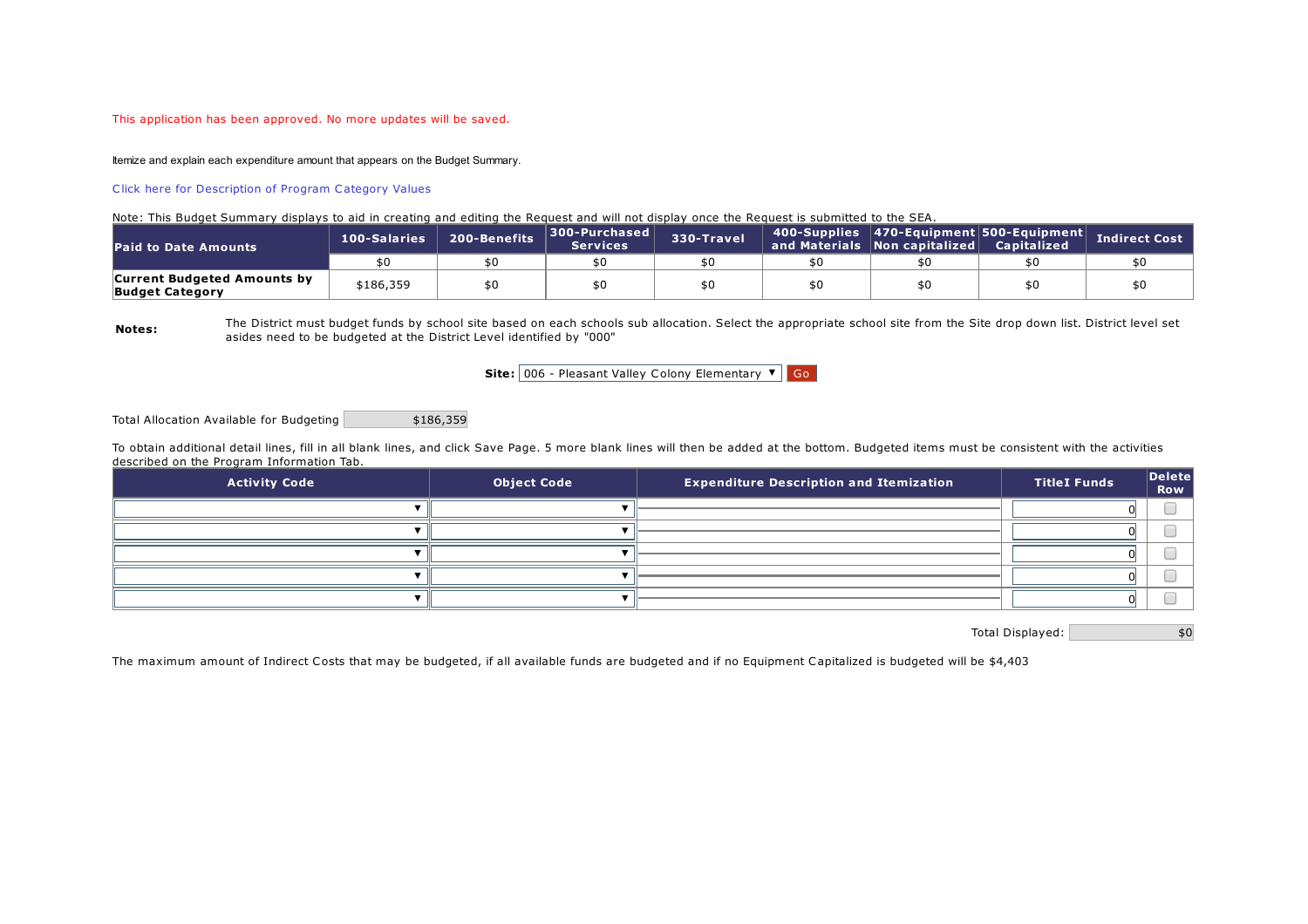This application has been approved. No more updates will be saved.

Itemize and explain each expenditure amount that appears on the Budget Summary.

Click here for Description of Program Category Values

Note: This Budget Summary displays to aid in creating and editing the Request and will not display once the Request is submitted to the SEA.

| Paid to Date Amounts | 100-Salaries | 200-Benefits | 300-Purchased Services | 330-Travel | 400-Supplies and Materials | 470-Equipment Non capitalized | 500-Equipment Capitalized | Indirect Cost |
|---|---|---|---|---|---|---|---|---|
| | $0 | $0 | $0 | $0 | $0 | $0 | $0 | $0 |
| **Current Budgeted Amounts by Budget Category** | $186,359 | $0 | $0 | $0 | $0 | $0 | $0 | $0 |

**Notes:** The District must budget funds by school site based on each schools sub allocation. Select the appropriate school site from the Site drop down list. District level set asides need to be budgeted at the District Level identified by "000"

**Site:** 006 - Pleasant Valley Colony Elementary Go

Total Allocation Available for Budgeting $186,359

To obtain additional detail lines, fill in all blank lines, and click Save Page. 5 more blank lines will then be added at the bottom. Budgeted items must be consistent with the activities described on the Program Information Tab.

| Activity Code | Object Code | Expenditure Description and Itemization | TitleI Funds | Delete Row |
|---|---|---|---|---|
| | | | 0 | |
| | | | 0 | |
| | | | 0 | |
| | | | 0 | |
| | | | 0 | |

Total Displayed: $0

The maximum amount of Indirect Costs that may be budgeted, if all available funds are budgeted and if no Equipment Capitalized is budgeted will be $4,403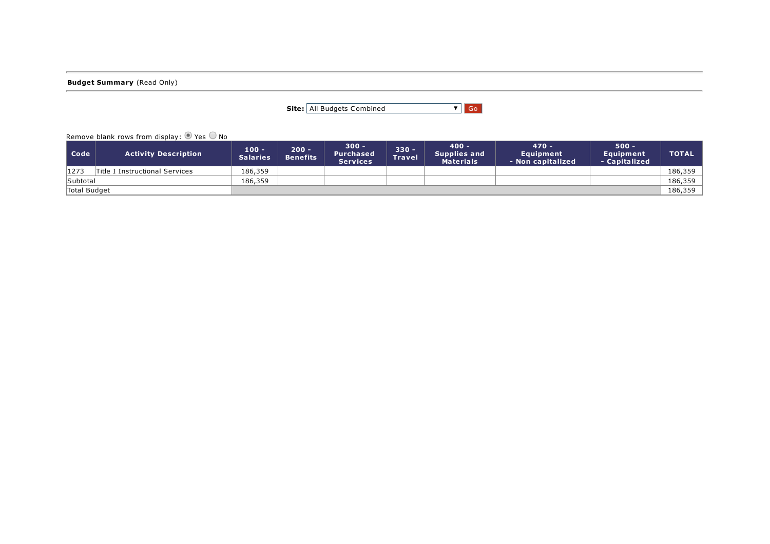**Budget Summary** (Read Only)

**Site:** All Budgets Combined

Remove blank rows from display: Yes No

| Code | Activity Description | 100 - Salaries | 200 - Benefits | 300 - Purchased Services | 330 - Travel | 400 - Supplies and Materials | 470 - Equipment - Non capitalized | 500 - Equipment - Capitalized | TOTAL |
|---|---|---|---|---|---|---|---|---|---|
| 1273 | Title I Instructional Services | 186,359 | | | | | | | 186,359 |
| Subtotal | | 186,359 | | | | | | | 186,359 |
| Total Budget | | | | | | | | | 186,359 |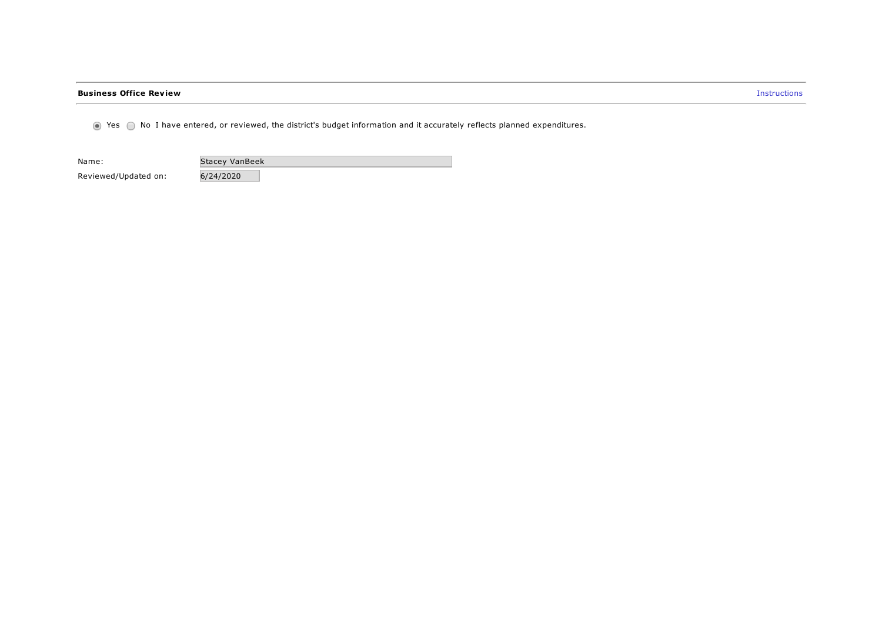**Business Office Review**

Instructions

(•) Yes ( ) No I have entered, or reviewed, the district's budget information and it accurately reflects planned expenditures.

Name: Stacey VanBeek

Reviewed/Updated on: 6/24/2020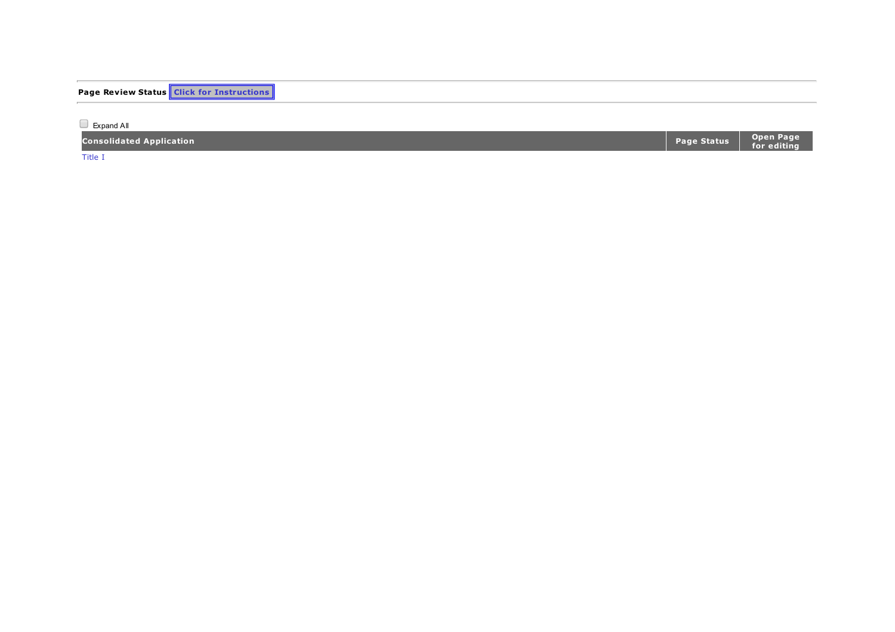**Page Review Status** Click for Instructions

☐ Expand All

| Consolidated Application | Page Status | Open Page for editing |
|---|---|---|
| Title I | | |